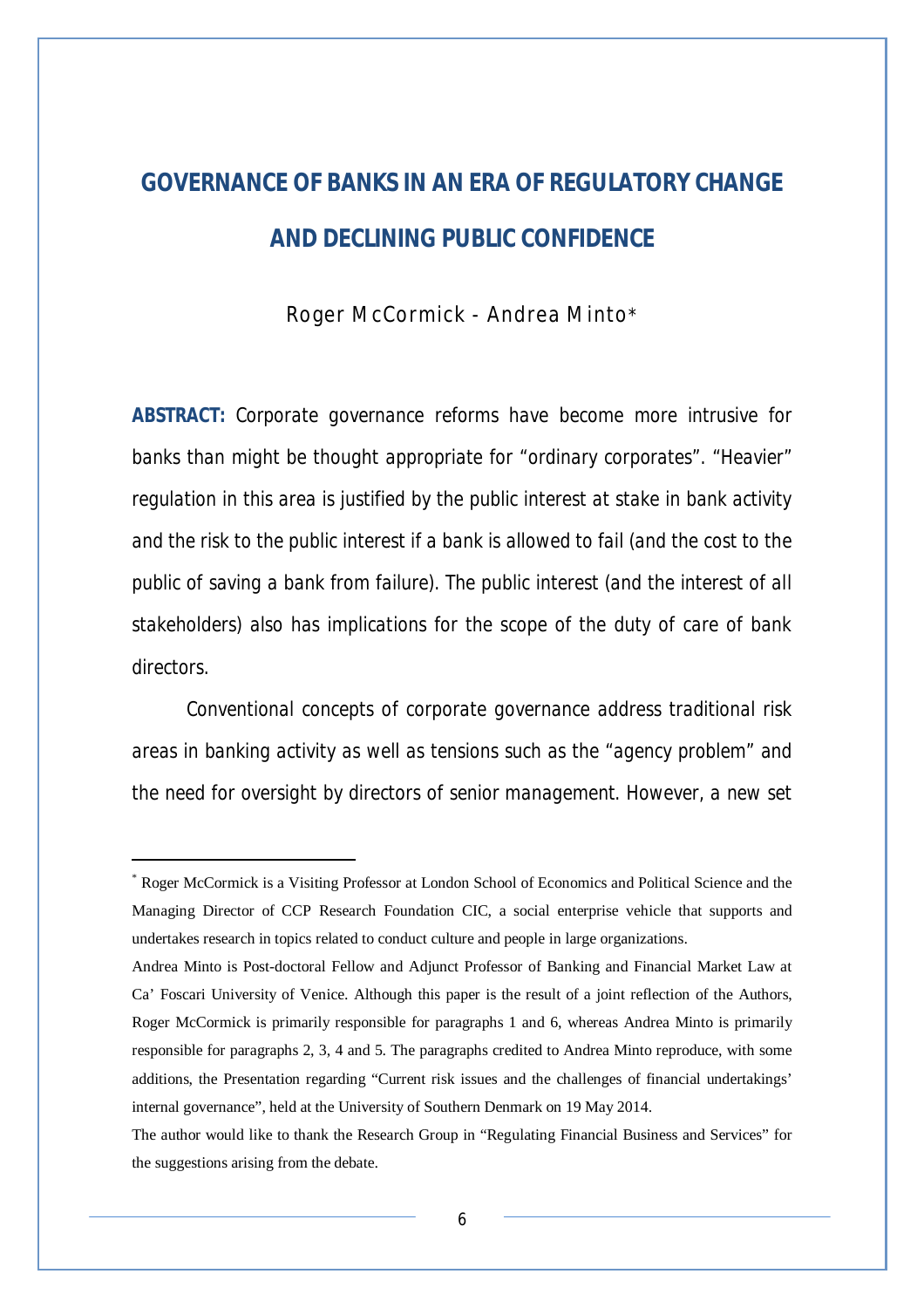# GOVERNANCE OF BANKS IN AN ERA OF REGULATORY CHANGE AND DECLINING PUBLIC CONFIDENCE

Roger McCormick - Andrea Minto*

**ABSTRACT:** Corporate governance reforms have become more intrusive for banks than might be thought appropriate for "ordinary corporates". "Heavier" regulation in this area is justified by the public interest at stake in bank activity and the risk to the public interest if a bank is allowed to fail (and the cost to the public of saving a bank from failure). The public interest (and the interest of all stakeholders) also has implications for the scope of the duty of care of bank directors.

Conventional concepts of corporate governance address traditional risk areas in banking activity as well as tensions such as the "agency problem" and the need for oversight by directors of senior management. However, a new set

---

\* Roger McCormick is a Visiting Professor at London School of Economics and Political Science and the Managing Director of CCP Research Foundation CIC, a social enterprise vehicle that supports and undertakes research in topics related to conduct culture and people in large organizations.

Andrea Minto is Post-doctoral Fellow and Adjunct Professor of Banking and Financial Market Law at Ca' Foscari University of Venice. Although this paper is the result of a joint reflection of the Authors, Roger McCormick is primarily responsible for paragraphs 1 and 6, whereas Andrea Minto is primarily responsible for paragraphs 2, 3, 4 and 5. The paragraphs credited to Andrea Minto reproduce, with some additions, the Presentation regarding "Current risk issues and the challenges of financial undertakings' internal governance", held at the University of Southern Denmark on 19 May 2014.

The author would like to thank the Research Group in "Regulating Financial Business and Services" for the suggestions arising from the debate.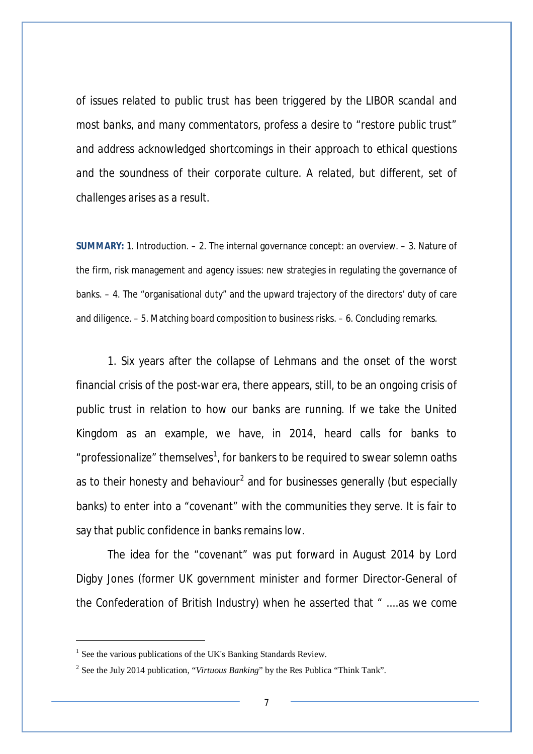*of issues related to public trust has been triggered by the LIBOR scandal and most banks, and many commentators, profess a desire to "restore public trust" and address acknowledged shortcomings in their approach to ethical questions and the soundness of their corporate culture. A related, but different, set of challenges arises as a result.*

**SUMMARY:** 1. Introduction. – 2. The internal governance concept: an overview. – 3. Nature of the firm, risk management and agency issues: new strategies in regulating the governance of banks. – 4. The "organisational duty" and the upward trajectory of the directors' duty of care and diligence. – 5. Matching board composition to business risks. – 6. Concluding remarks.

1. Six years after the collapse of Lehmans and the onset of the worst financial crisis of the post-war era, there appears, still, to be an ongoing crisis of public trust in relation to how our banks are running. If we take the United Kingdom as an example, we have, in 2014, heard calls for banks to "professionalize" themselves[1], for bankers to be required to swear solemn oaths as to their honesty and behaviour[2] and for businesses generally (but especially banks) to enter into a "covenant" with the communities they serve. It is fair to say that public confidence in banks remains low.

The idea for the "covenant" was put forward in August 2014 by Lord Digby Jones (former UK government minister and former Director-General of the Confederation of British Industry) when he asserted that " ….as we come

---

[1] See the various publications of the UK's Banking Standards Review.

[2] See the July 2014 publication, "*Virtuous Banking*" by the Res Publica "Think Tank".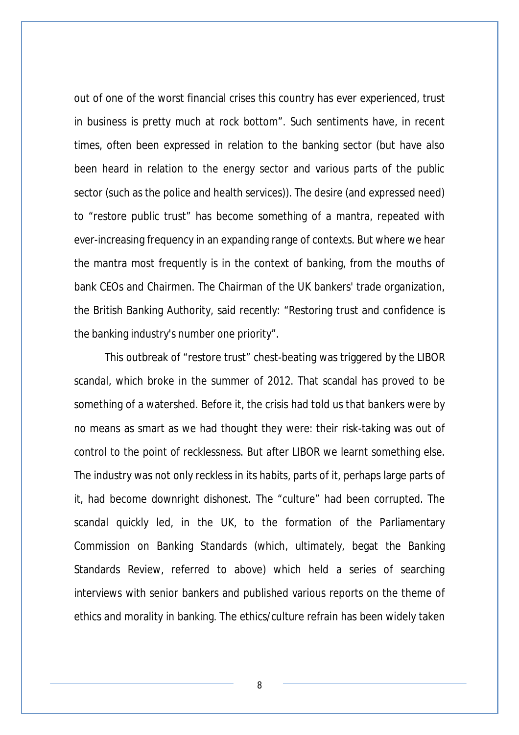out of one of the worst financial crises this country has ever experienced, trust in business is pretty much at rock bottom". Such sentiments have, in recent times, often been expressed in relation to the banking sector (but have also been heard in relation to the energy sector and various parts of the public sector (such as the police and health services)). The desire (and expressed need) to "restore public trust" has become something of a mantra, repeated with ever-increasing frequency in an expanding range of contexts. But where we hear the mantra most frequently is in the context of banking, from the mouths of bank CEOs and Chairmen. The Chairman of the UK bankers' trade organization, the British Banking Authority, said recently: "Restoring trust and confidence is the banking industry's number one priority".

This outbreak of "restore trust" chest-beating was triggered by the LIBOR scandal, which broke in the summer of 2012. That scandal has proved to be something of a watershed. Before it, the crisis had told us that bankers were by no means as smart as we had thought they were: their risk-taking was out of control to the point of recklessness. But after LIBOR we learnt something else. The industry was not only reckless in its habits, parts of it, perhaps large parts of it, had become downright dishonest. The "culture" had been corrupted. The scandal quickly led, in the UK, to the formation of the Parliamentary Commission on Banking Standards (which, ultimately, begat the Banking Standards Review, referred to above) which held a series of searching interviews with senior bankers and published various reports on the theme of ethics and morality in banking. The ethics/culture refrain has been widely taken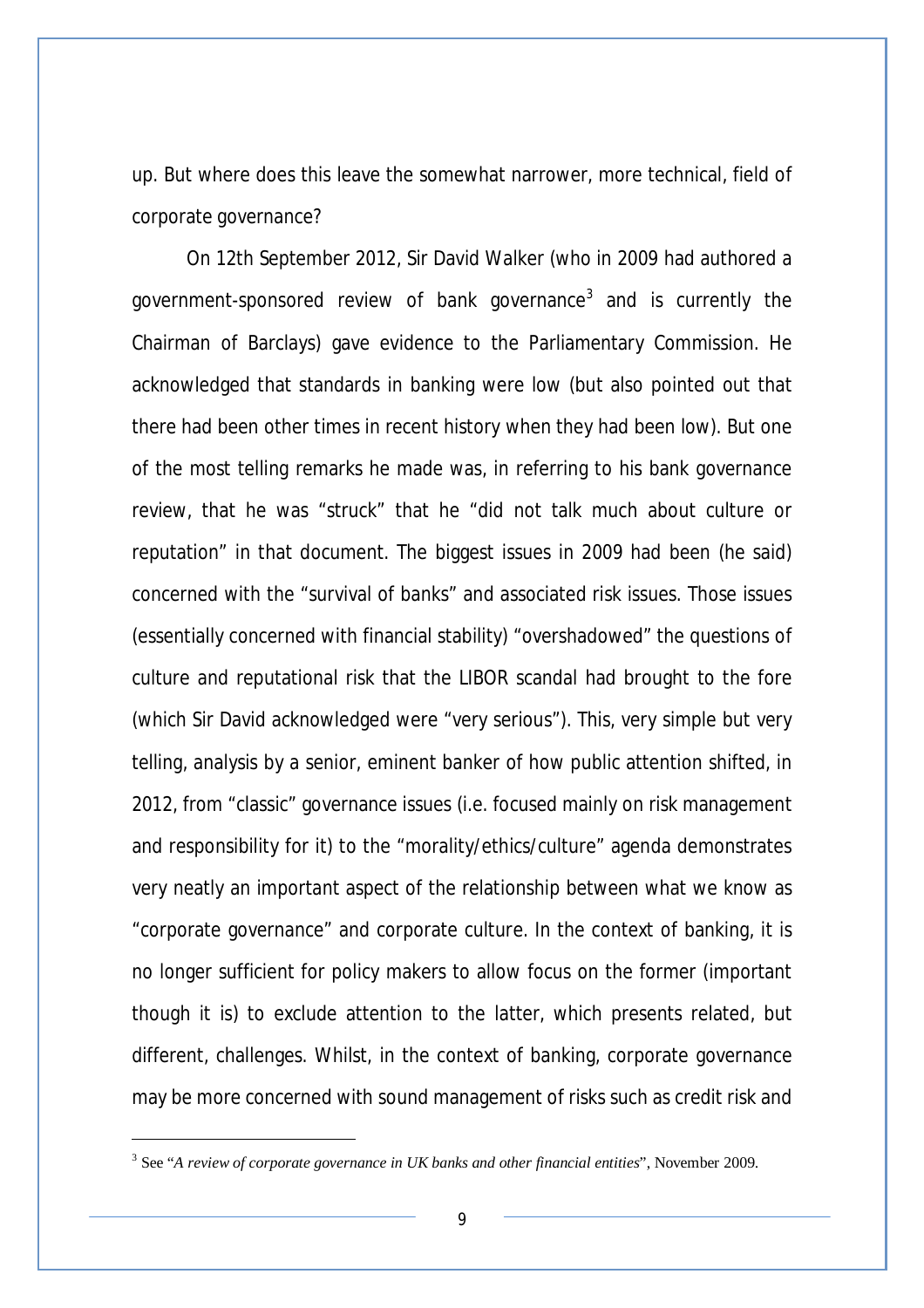up. But where does this leave the somewhat narrower, more technical, field of corporate governance?

On 12th September 2012, Sir David Walker (who in 2009 had authored a government-sponsored review of bank governance[3] and is currently the Chairman of Barclays) gave evidence to the Parliamentary Commission. He acknowledged that standards in banking were low (but also pointed out that there had been other times in recent history when they had been low). But one of the most telling remarks he made was, in referring to his bank governance review, that he was "struck" that he "did not talk much about culture or reputation" in that document. The biggest issues in 2009 had been (he said) concerned with the "survival of banks" and associated risk issues. Those issues (essentially concerned with financial stability) "overshadowed" the questions of culture and reputational risk that the LIBOR scandal had brought to the fore (which Sir David acknowledged were "very serious"). This, very simple but very telling, analysis by a senior, eminent banker of how public attention shifted, in 2012, from "classic" governance issues (i.e. focused mainly on risk management and responsibility for it) to the "morality/ethics/culture" agenda demonstrates very neatly an important aspect of the relationship between what we know as "corporate governance" and corporate culture. In the context of banking, it is no longer sufficient for policy makers to allow focus on the former (important though it is) to exclude attention to the latter, which presents related, but different, challenges. Whilst, in the context of banking, corporate governance may be more concerned with sound management of risks such as credit risk and

---

[3] See "*A review of corporate governance in UK banks and other financial entities*", November 2009.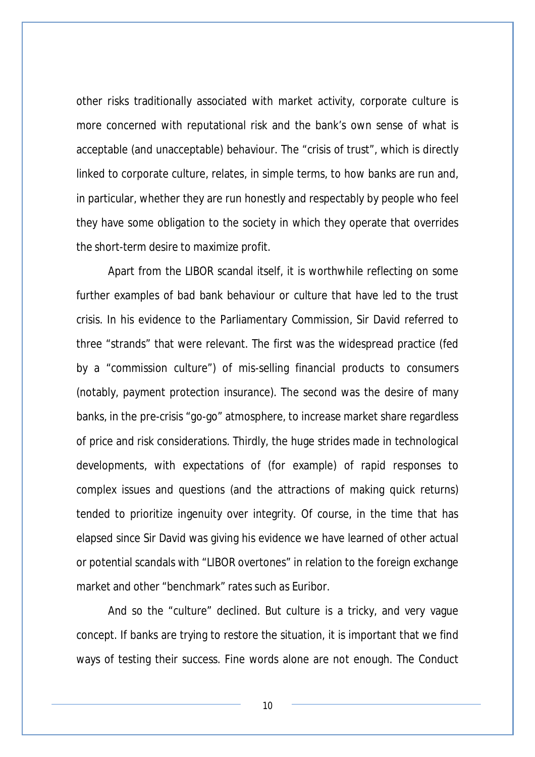other risks traditionally associated with market activity, corporate culture is more concerned with reputational risk and the bank's own sense of what is acceptable (and unacceptable) behaviour. The "crisis of trust", which is directly linked to corporate culture, relates, in simple terms, to how banks are run and, in particular, whether they are run honestly and respectably by people who feel they have some obligation to the society in which they operate that overrides the short-term desire to maximize profit.

Apart from the LIBOR scandal itself, it is worthwhile reflecting on some further examples of bad bank behaviour or culture that have led to the trust crisis. In his evidence to the Parliamentary Commission, Sir David referred to three "strands" that were relevant. The first was the widespread practice (fed by a "commission culture") of mis-selling financial products to consumers (notably, payment protection insurance). The second was the desire of many banks, in the pre-crisis "go-go" atmosphere, to increase market share regardless of price and risk considerations. Thirdly, the huge strides made in technological developments, with expectations of (for example) of rapid responses to complex issues and questions (and the attractions of making quick returns) tended to prioritize ingenuity over integrity. Of course, in the time that has elapsed since Sir David was giving his evidence we have learned of other actual or potential scandals with "LIBOR overtones" in relation to the foreign exchange market and other "benchmark" rates such as Euribor.

And so the "culture" declined. But culture is a tricky, and very vague concept. If banks are trying to restore the situation, it is important that we find ways of testing their success. Fine words alone are not enough. The Conduct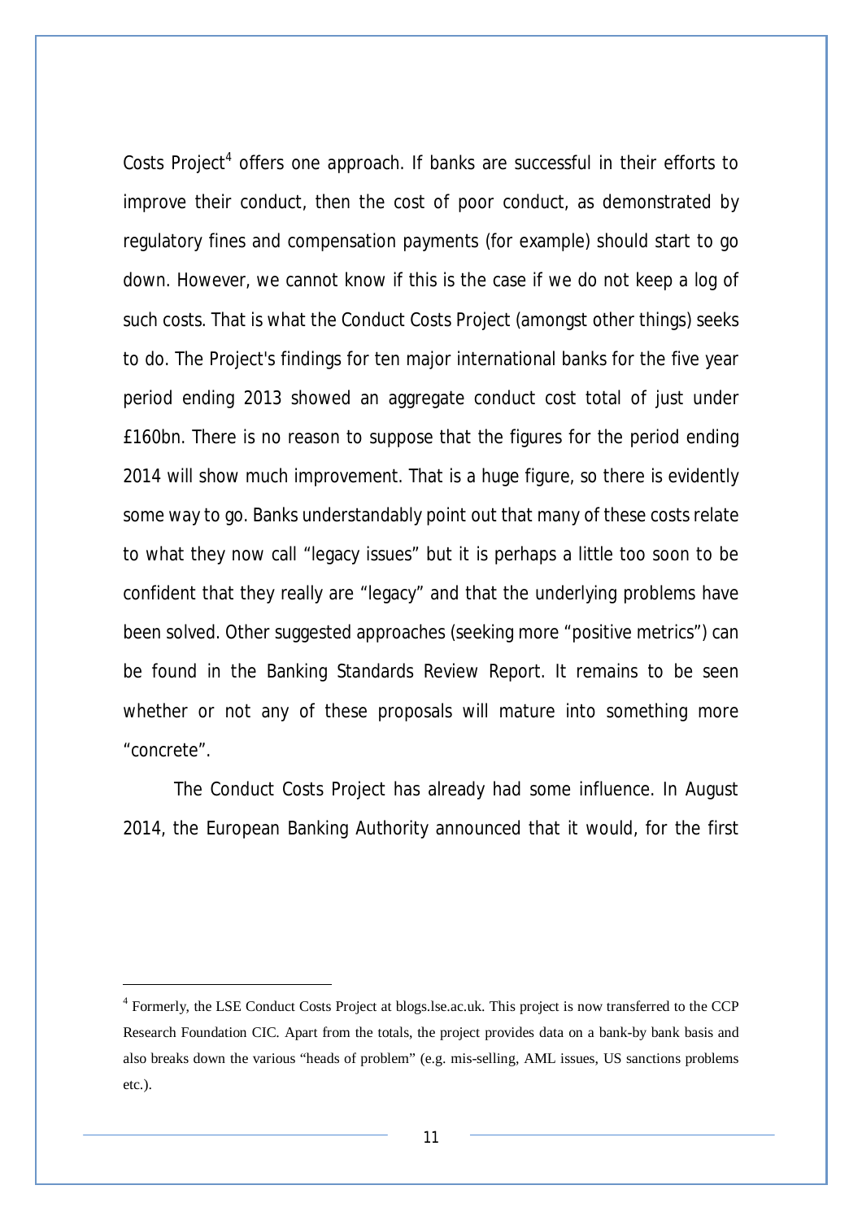Costs Project[4] offers one approach. If banks are successful in their efforts to improve their conduct, then the cost of poor conduct, as demonstrated by regulatory fines and compensation payments (for example) should start to go down. However, we cannot know if this is the case if we do not keep a log of such costs. That is what the Conduct Costs Project (amongst other things) seeks to do. The Project's findings for ten major international banks for the five year period ending 2013 showed an aggregate conduct cost total of just under £160bn. There is no reason to suppose that the figures for the period ending 2014 will show much improvement. That is a huge figure, so there is evidently some way to go. Banks understandably point out that many of these costs relate to what they now call "legacy issues" but it is perhaps a little too soon to be confident that they really are "legacy" and that the underlying problems have been solved. Other suggested approaches (seeking more "positive metrics") can be found in the Banking Standards Review Report. It remains to be seen whether or not any of these proposals will mature into something more "concrete".

The Conduct Costs Project has already had some influence. In August 2014, the European Banking Authority announced that it would, for the first

---

[4] Formerly, the LSE Conduct Costs Project at blogs.lse.ac.uk. This project is now transferred to the CCP Research Foundation CIC. Apart from the totals, the project provides data on a bank-by bank basis and also breaks down the various "heads of problem" (e.g. mis-selling, AML issues, US sanctions problems etc.).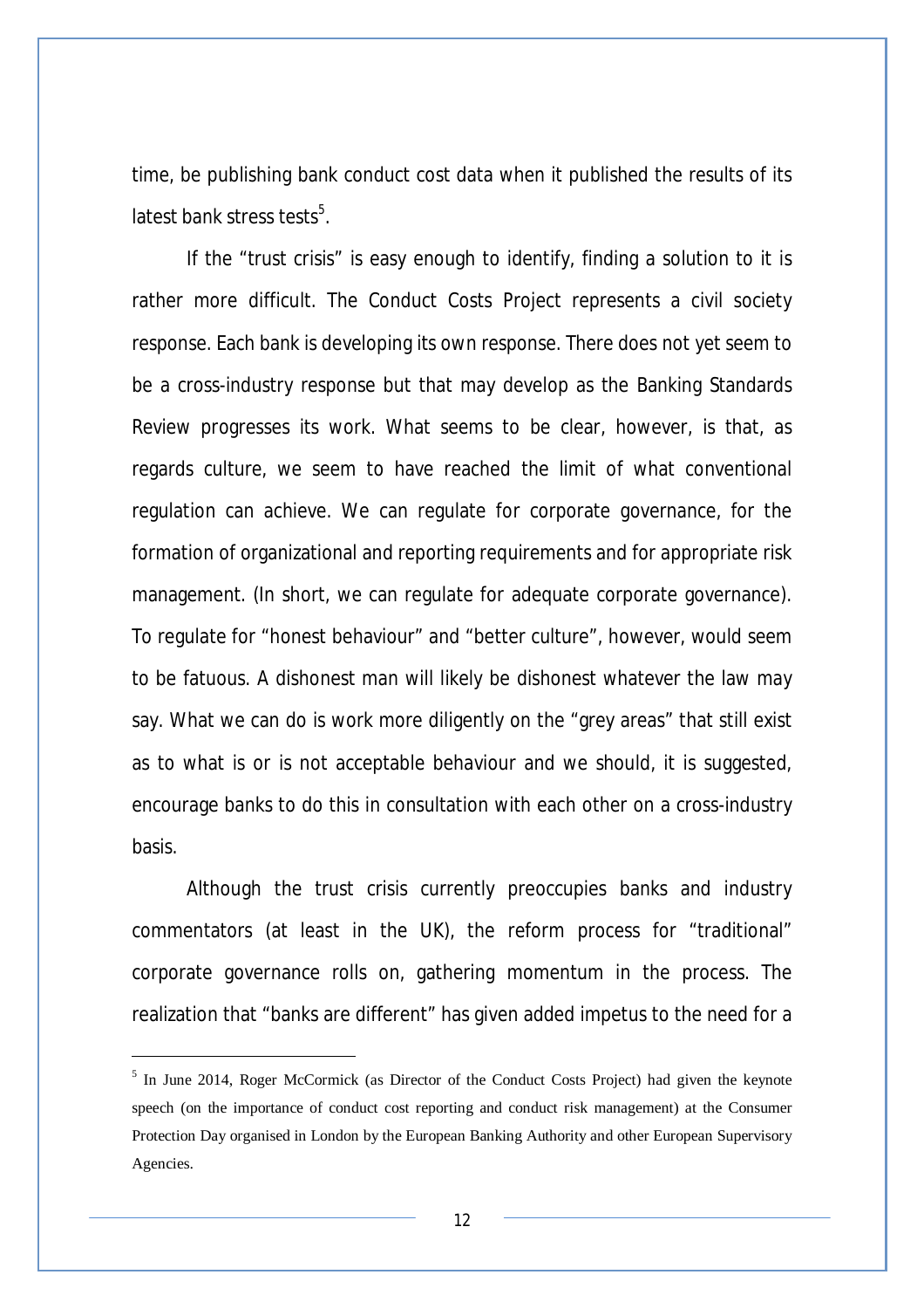time, be publishing bank conduct cost data when it published the results of its latest bank stress tests[5].

If the "trust crisis" is easy enough to identify, finding a solution to it is rather more difficult. The Conduct Costs Project represents a civil society response. Each bank is developing its own response. There does not yet seem to be a cross-industry response but that may develop as the Banking Standards Review progresses its work. What seems to be clear, however, is that, as regards culture, we seem to have reached the limit of what conventional regulation can achieve. We can regulate for corporate governance, for the formation of organizational and reporting requirements and for appropriate risk management. (In short, we can regulate for adequate corporate governance). To regulate for "honest behaviour" and "better culture", however, would seem to be fatuous. A dishonest man will likely be dishonest whatever the law may say. What we can do is work more diligently on the "grey areas" that still exist as to what is or is not acceptable behaviour and we should, it is suggested, encourage banks to do this in consultation with each other on a cross-industry basis.

Although the trust crisis currently preoccupies banks and industry commentators (at least in the UK), the reform process for "traditional" corporate governance rolls on, gathering momentum in the process. The realization that "banks are different" has given added impetus to the need for a

---

[5] In June 2014, Roger McCormick (as Director of the Conduct Costs Project) had given the keynote speech (on the importance of conduct cost reporting and conduct risk management) at the Consumer Protection Day organised in London by the European Banking Authority and other European Supervisory Agencies.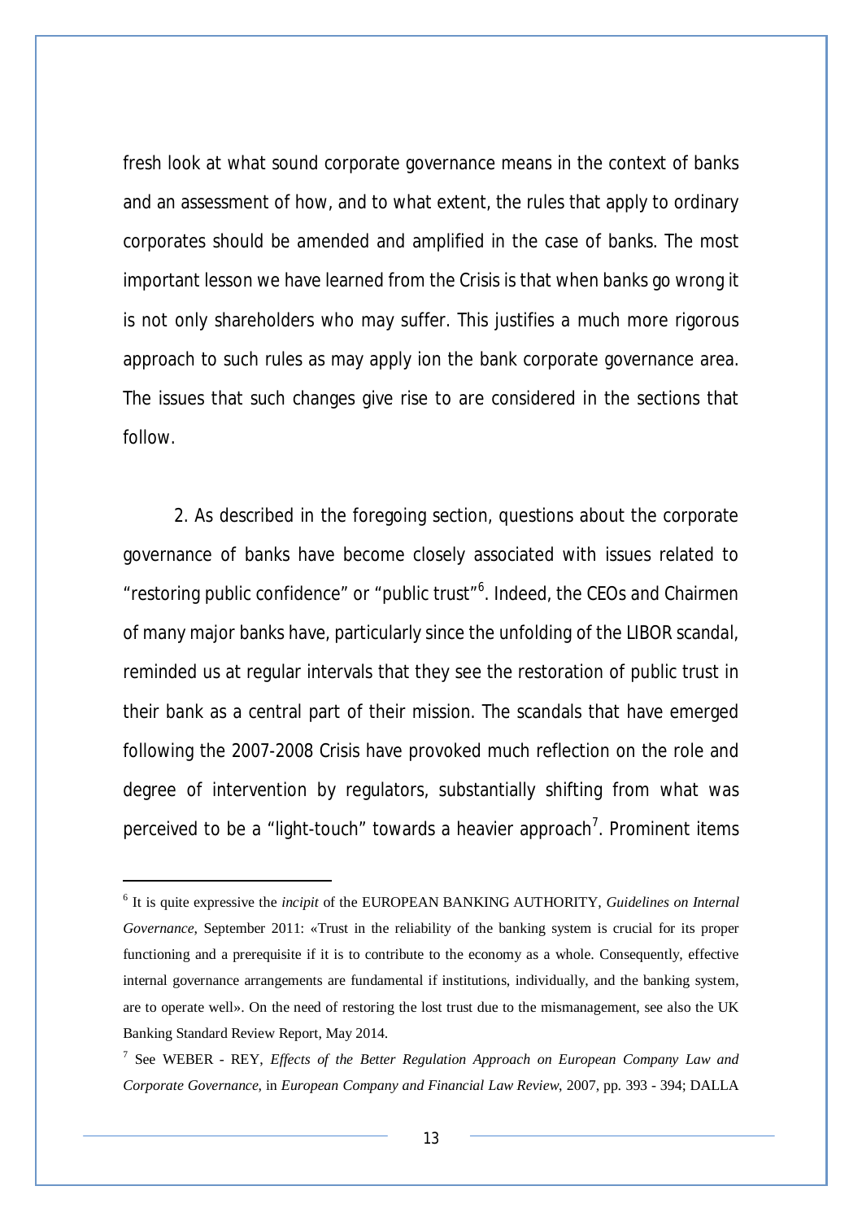fresh look at what sound corporate governance means in the context of banks and an assessment of how, and to what extent, the rules that apply to ordinary corporates should be amended and amplified in the case of banks. The most important lesson we have learned from the Crisis is that when banks go wrong it is not only shareholders who may suffer. This justifies a much more rigorous approach to such rules as may apply ion the bank corporate governance area. The issues that such changes give rise to are considered in the sections that follow.

2. As described in the foregoing section, questions about the corporate governance of banks have become closely associated with issues related to "restoring public confidence" or "public trust"[6]. Indeed, the CEOs and Chairmen of many major banks have, particularly since the unfolding of the LIBOR scandal, reminded us at regular intervals that they see the restoration of public trust in their bank as a central part of their mission. The scandals that have emerged following the 2007-2008 Crisis have provoked much reflection on the role and degree of intervention by regulators, substantially shifting from what was perceived to be a "light-touch" towards a heavier approach[7]. Prominent items

---

[6] It is quite expressive the *incipit* of the EUROPEAN BANKING AUTHORITY, *Guidelines on Internal Governance*, September 2011: «Trust in the reliability of the banking system is crucial for its proper functioning and a prerequisite if it is to contribute to the economy as a whole. Consequently, effective internal governance arrangements are fundamental if institutions, individually, and the banking system, are to operate well». On the need of restoring the lost trust due to the mismanagement, see also the UK Banking Standard Review Report, May 2014.

[7] See WEBER - REY, *Effects of the Better Regulation Approach on European Company Law and Corporate Governance*, in *European Company and Financial Law Review*, 2007, pp. 393 - 394; DALLA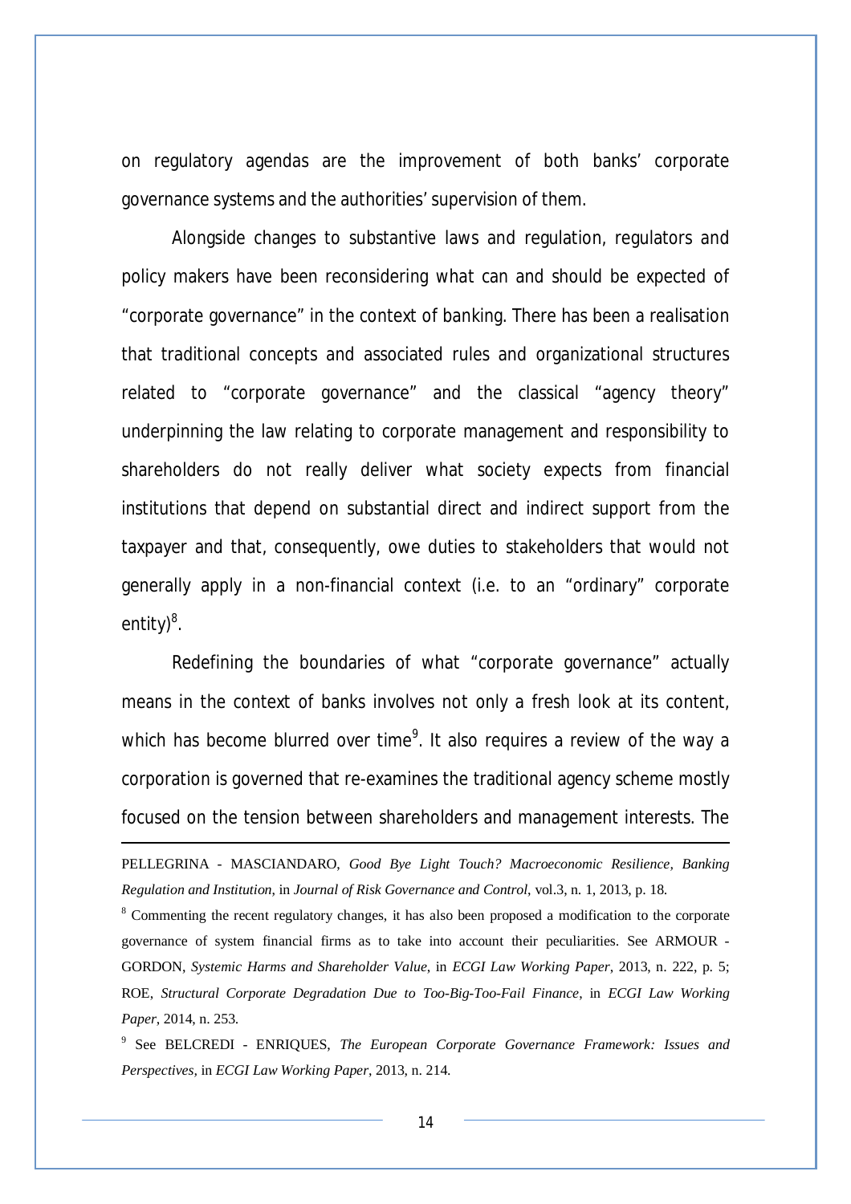on regulatory agendas are the improvement of both banks' corporate governance systems and the authorities' supervision of them.

Alongside changes to substantive laws and regulation, regulators and policy makers have been reconsidering what can and should be expected of "corporate governance" in the context of banking. There has been a realisation that traditional concepts and associated rules and organizational structures related to "corporate governance" and the classical "agency theory" underpinning the law relating to corporate management and responsibility to shareholders do not really deliver what society expects from financial institutions that depend on substantial direct and indirect support from the taxpayer and that, consequently, owe duties to stakeholders that would not generally apply in a non-financial context (i.e. to an "ordinary" corporate entity)[8].

Redefining the boundaries of what "corporate governance" actually means in the context of banks involves not only a fresh look at its content, which has become blurred over time[9]. It also requires a review of the way a corporation is governed that re-examines the traditional agency scheme mostly focused on the tension between shareholders and management interests. The

---

PELLEGRINA - MASCIANDARO, *Good Bye Light Touch? Macroeconomic Resilience, Banking Regulation and Institution*, in *Journal of Risk Governance and Control*, vol.3, n. 1, 2013, p. 18.

[8] Commenting the recent regulatory changes, it has also been proposed a modification to the corporate governance of system financial firms as to take into account their peculiarities. See ARMOUR - GORDON, *Systemic Harms and Shareholder Value*, in *ECGI Law Working Paper*, 2013, n. 222, p. 5; ROE, *Structural Corporate Degradation Due to Too-Big-Too-Fail Finance*, in *ECGI Law Working Paper*, 2014, n. 253.

[9] See BELCREDI - ENRIQUES, *The European Corporate Governance Framework: Issues and Perspectives*, in *ECGI Law Working Paper*, 2013, n. 214.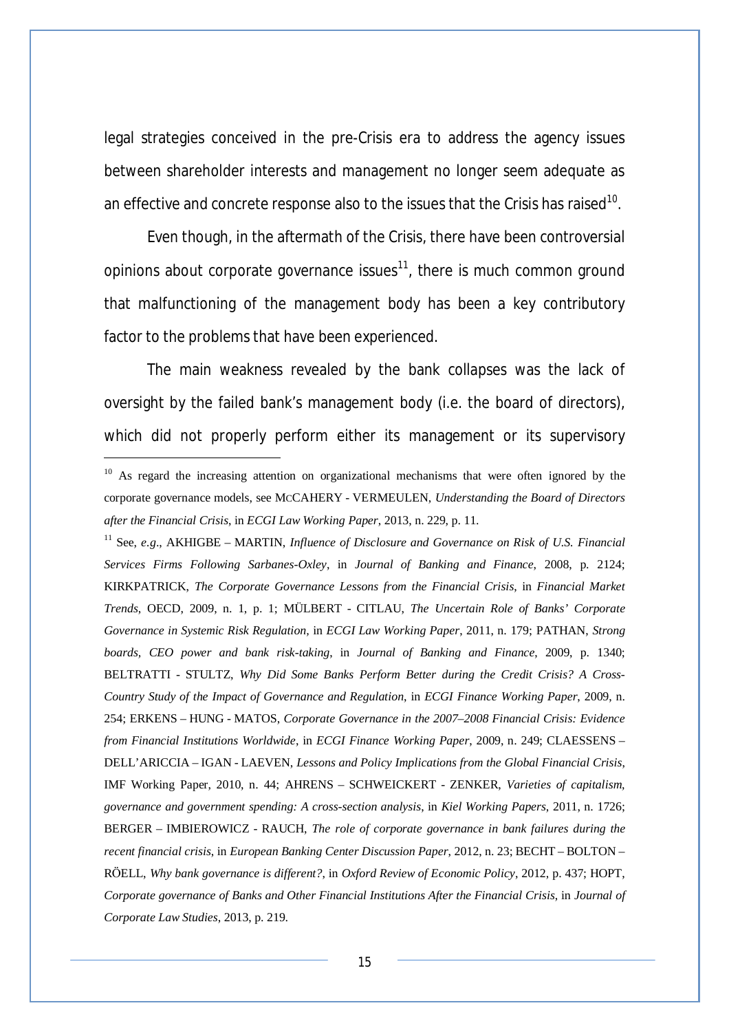legal strategies conceived in the pre-Crisis era to address the agency issues between shareholder interests and management no longer seem adequate as an effective and concrete response also to the issues that the Crisis has raised[10].

Even though, in the aftermath of the Crisis, there have been controversial opinions about corporate governance issues[11], there is much common ground that malfunctioning of the management body has been a key contributory factor to the problems that have been experienced.

The main weakness revealed by the bank collapses was the lack of oversight by the failed bank's management body (i.e. the board of directors), which did not properly perform either its management or its supervisory

---

[10] As regard the increasing attention on organizational mechanisms that were often ignored by the corporate governance models, see MCCAHERY - VERMEULEN, *Understanding the Board of Directors after the Financial Crisis*, in *ECGI Law Working Paper*, 2013, n. 229, p. 11.

[11] See, *e.g*., AKHIGBE – MARTIN, *Influence of Disclosure and Governance on Risk of U.S. Financial Services Firms Following Sarbanes-Oxley*, in *Journal of Banking and Finance*, 2008, p. 2124; KIRKPATRICK, *The Corporate Governance Lessons from the Financial Crisis*, in *Financial Market Trends*, OECD, 2009, n. 1, p. 1; MÜLBERT - CITLAU, *The Uncertain Role of Banks' Corporate Governance in Systemic Risk Regulation*, in *ECGI Law Working Paper*, 2011, n. 179; PATHAN, *Strong boards, CEO power and bank risk-taking*, in *Journal of Banking and Finance*, 2009, p. 1340; BELTRATTI - STULTZ, *Why Did Some Banks Perform Better during the Credit Crisis? A Cross-Country Study of the Impact of Governance and Regulation*, in *ECGI Finance Working Paper*, 2009, n. 254; ERKENS – HUNG - MATOS, *Corporate Governance in the 2007–2008 Financial Crisis: Evidence from Financial Institutions Worldwide*, in *ECGI Finance Working Paper*, 2009, n. 249; CLAESSENS – DELL'ARICCIA – IGAN - LAEVEN, *Lessons and Policy Implications from the Global Financial Crisis*, IMF Working Paper, 2010, n. 44; AHRENS – SCHWEICKERT - ZENKER, *Varieties of capitalism, governance and government spending: A cross-section analysis*, in *Kiel Working Papers*, 2011, n. 1726; BERGER – IMBIEROWICZ - RAUCH, *The role of corporate governance in bank failures during the recent financial crisis*, in *European Banking Center Discussion Paper*, 2012, n. 23; BECHT – BOLTON – RÖELL, *Why bank governance is different?*, in *Oxford Review of Economic Policy*, 2012, p. 437; HOPT, *Corporate governance of Banks and Other Financial Institutions After the Financial Crisis*, in *Journal of Corporate Law Studies*, 2013, p. 219.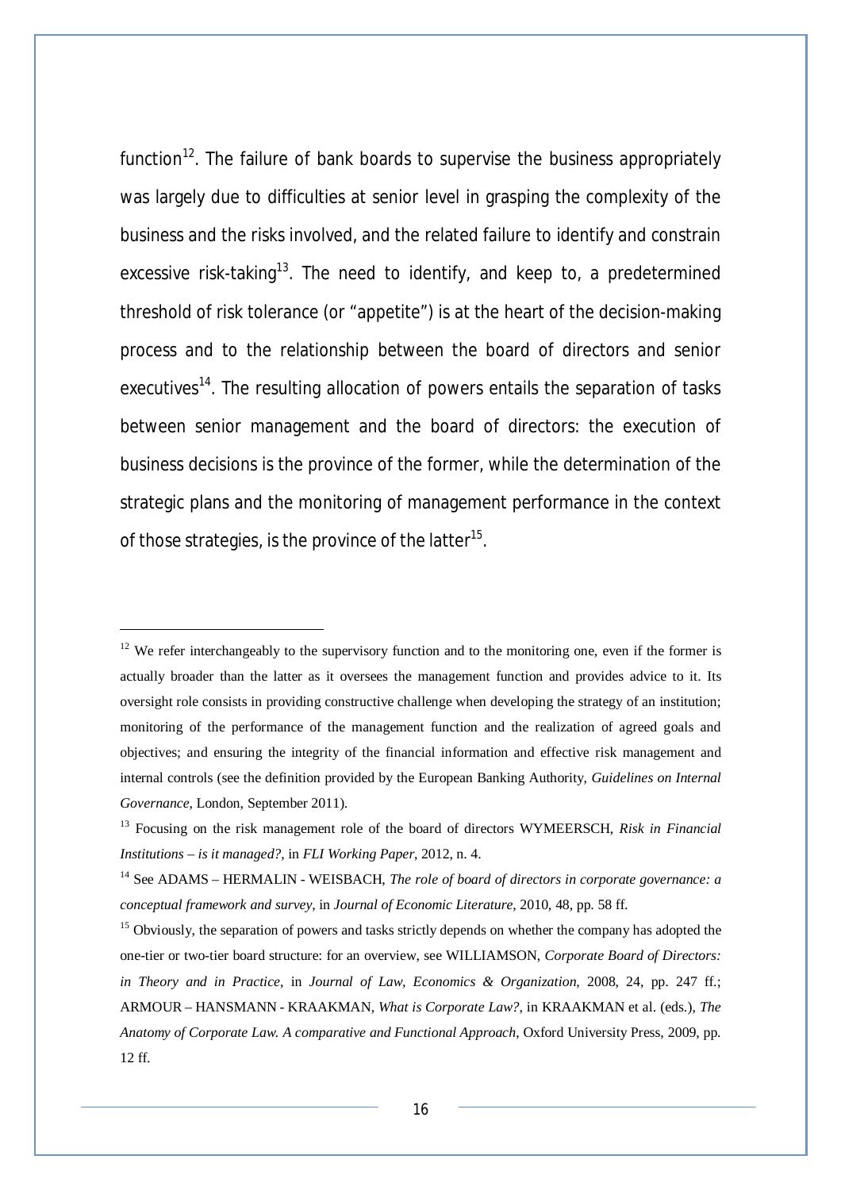function[12]. The failure of bank boards to supervise the business appropriately was largely due to difficulties at senior level in grasping the complexity of the business and the risks involved, and the related failure to identify and constrain excessive risk-taking[13]. The need to identify, and keep to, a predetermined threshold of risk tolerance (or "appetite") is at the heart of the decision-making process and to the relationship between the board of directors and senior executives[14]. The resulting allocation of powers entails the separation of tasks between senior management and the board of directors: the execution of business decisions is the province of the former, while the determination of the strategic plans and the monitoring of management performance in the context of those strategies, is the province of the latter[15].

---

[12] We refer interchangeably to the supervisory function and to the monitoring one, even if the former is actually broader than the latter as it oversees the management function and provides advice to it. Its oversight role consists in providing constructive challenge when developing the strategy of an institution; monitoring of the performance of the management function and the realization of agreed goals and objectives; and ensuring the integrity of the financial information and effective risk management and internal controls (see the definition provided by the European Banking Authority, *Guidelines on Internal Governance*, London, September 2011).

[13] Focusing on the risk management role of the board of directors WYMEERSCH, *Risk in Financial Institutions – is it managed?*, in *FLI Working Paper*, 2012, n. 4.

[14] See ADAMS – HERMALIN - WEISBACH, *The role of board of directors in corporate governance: a conceptual framework and survey*, in *Journal of Economic Literature*, 2010, 48, pp. 58 ff.

[15] Obviously, the separation of powers and tasks strictly depends on whether the company has adopted the one-tier or two-tier board structure: for an overview, see WILLIAMSON, *Corporate Board of Directors: in Theory and in Practice*, in *Journal of Law, Economics & Organization*, 2008, 24, pp. 247 ff.; ARMOUR – HANSMANN - KRAAKMAN, *What is Corporate Law?*, in KRAAKMAN et al. (eds.), *The Anatomy of Corporate Law. A comparative and Functional Approach*, Oxford University Press, 2009, pp. 12 ff.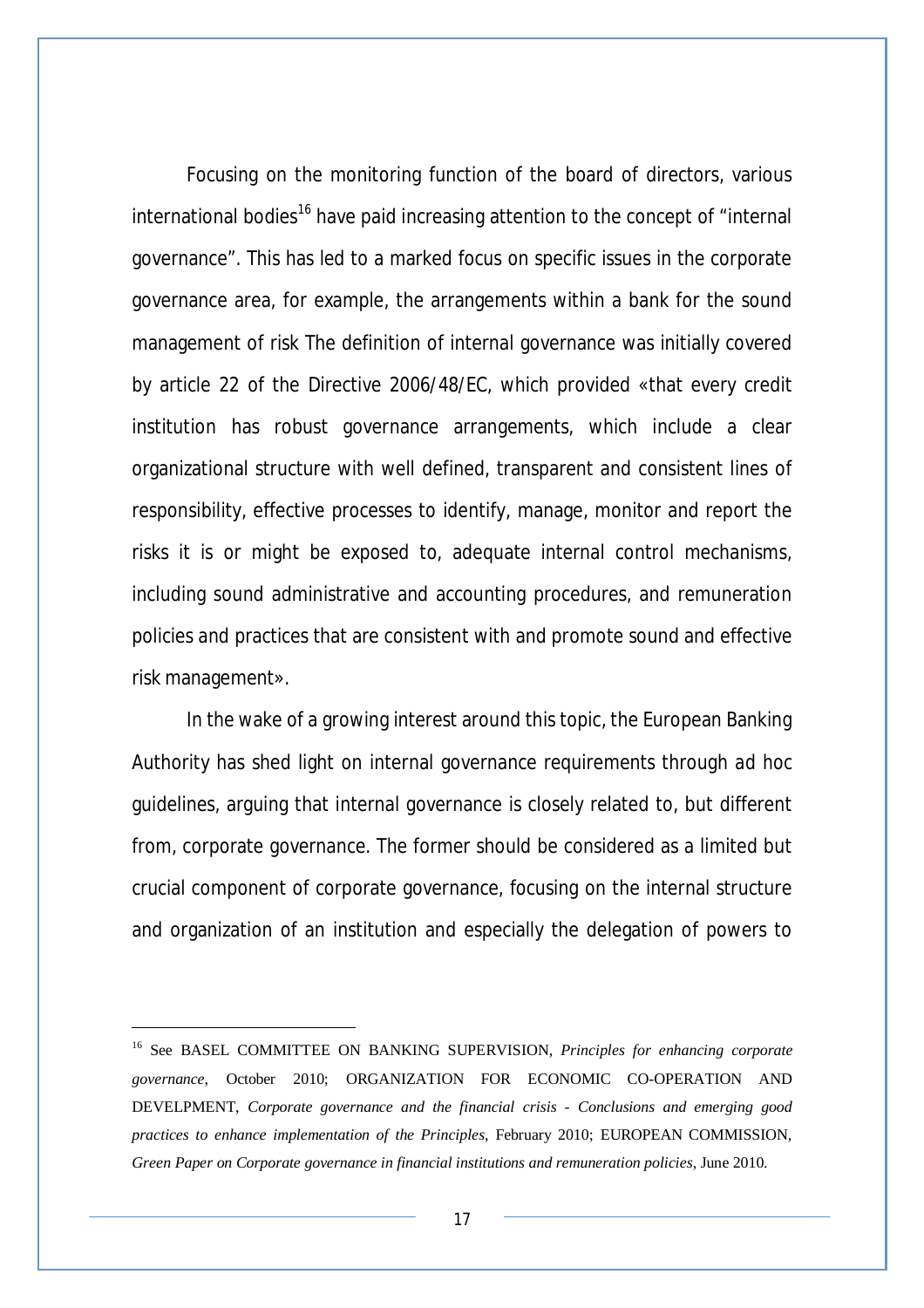Focusing on the monitoring function of the board of directors, various international bodies[16] have paid increasing attention to the concept of "internal governance". This has led to a marked focus on specific issues in the corporate governance area, for example, the arrangements within a bank for the sound management of risk The definition of internal governance was initially covered by article 22 of the Directive 2006/48/EC, which provided «that every credit institution has robust governance arrangements, which include a clear organizational structure with well defined, transparent and consistent lines of responsibility, effective processes to identify, manage, monitor and report the risks it is or might be exposed to, adequate internal control mechanisms, including sound administrative and accounting procedures, and remuneration policies and practices that are consistent with and promote sound and effective risk management».

In the wake of a growing interest around this topic, the European Banking Authority has shed light on internal governance requirements through ad hoc guidelines, arguing that internal governance is closely related to, but different from, corporate governance. The former should be considered as a limited but crucial component of corporate governance, focusing on the internal structure and organization of an institution and especially the delegation of powers to

---

[16] See BASEL COMMITTEE ON BANKING SUPERVISION, *Principles for enhancing corporate governance*, October 2010; ORGANIZATION FOR ECONOMIC CO-OPERATION AND DEVELPMENT, *Corporate governance and the financial crisis - Conclusions and emerging good practices to enhance implementation of the Principles*, February 2010; EUROPEAN COMMISSION, *Green Paper on Corporate governance in financial institutions and remuneration policies*, June 2010.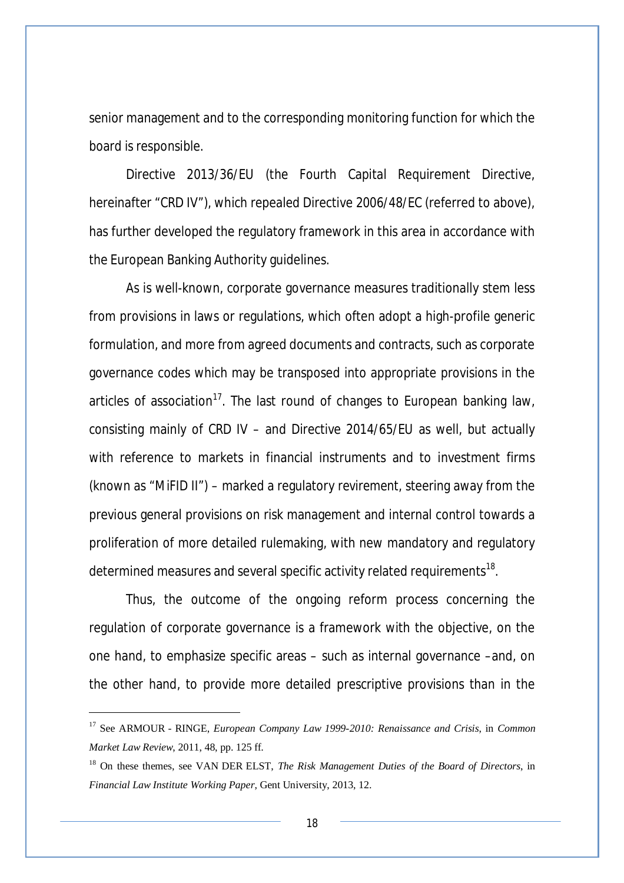senior management and to the corresponding monitoring function for which the board is responsible.

Directive 2013/36/EU (the Fourth Capital Requirement Directive, hereinafter "CRD IV"), which repealed Directive 2006/48/EC (referred to above), has further developed the regulatory framework in this area in accordance with the European Banking Authority guidelines.

As is well-known, corporate governance measures traditionally stem less from provisions in laws or regulations, which often adopt a high-profile generic formulation, and more from agreed documents and contracts, such as corporate governance codes which may be transposed into appropriate provisions in the articles of association[17]. The last round of changes to European banking law, consisting mainly of CRD IV – and Directive 2014/65/EU as well, but actually with reference to markets in financial instruments and to investment firms (known as "MiFID II") – marked a regulatory revirement, steering away from the previous general provisions on risk management and internal control towards a proliferation of more detailed rulemaking, with new mandatory and regulatory determined measures and several specific activity related requirements[18].

Thus, the outcome of the ongoing reform process concerning the regulation of corporate governance is a framework with the objective, on the one hand, to emphasize specific areas – such as internal governance –and, on the other hand, to provide more detailed prescriptive provisions than in the

---

[17] See ARMOUR - RINGE, *European Company Law 1999-2010: Renaissance and Crisis*, in *Common Market Law Review*, 2011, 48, pp. 125 ff.

[18] On these themes, see VAN DER ELST, *The Risk Management Duties of the Board of Directors*, in *Financial Law Institute Working Paper*, Gent University, 2013, 12.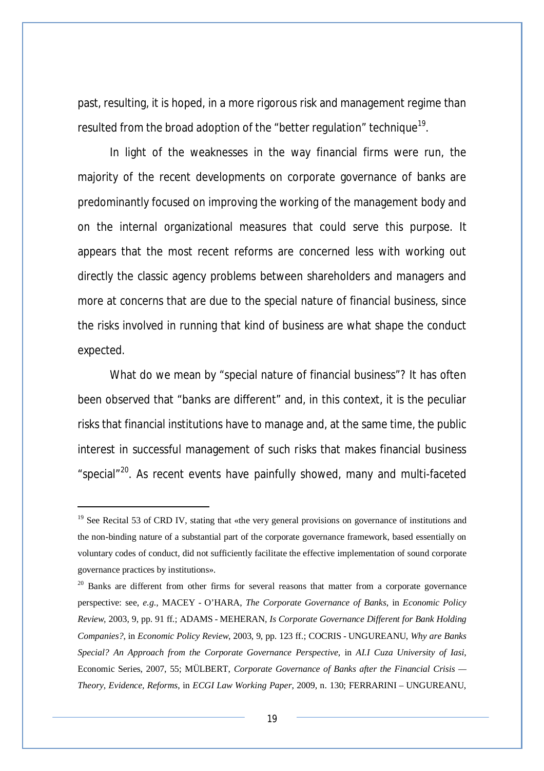past, resulting, it is hoped, in a more rigorous risk and management regime than resulted from the broad adoption of the "better regulation" technique[19].

In light of the weaknesses in the way financial firms were run, the majority of the recent developments on corporate governance of banks are predominantly focused on improving the working of the management body and on the internal organizational measures that could serve this purpose. It appears that the most recent reforms are concerned less with working out directly the classic agency problems between shareholders and managers and more at concerns that are due to the special nature of financial business, since the risks involved in running that kind of business are what shape the conduct expected.

What do we mean by "special nature of financial business"? It has often been observed that "banks are different" and, in this context, it is the peculiar risks that financial institutions have to manage and, at the same time, the public interest in successful management of such risks that makes financial business "special"[20]. As recent events have painfully showed, many and multi-faceted

---

[19] See Recital 53 of CRD IV, stating that «the very general provisions on governance of institutions and the non-binding nature of a substantial part of the corporate governance framework, based essentially on voluntary codes of conduct, did not sufficiently facilitate the effective implementation of sound corporate governance practices by institutions».

[20] Banks are different from other firms for several reasons that matter from a corporate governance perspective: see, *e.g.*, MACEY - O'HARA, *The Corporate Governance of Banks*, in *Economic Policy Review*, 2003, 9, pp. 91 ff.; ADAMS - MEHERAN, *Is Corporate Governance Different for Bank Holding Companies?*, in *Economic Policy Review*, 2003, 9, pp. 123 ff.; COCRIS - UNGUREANU, *Why are Banks Special? An Approach from the Corporate Governance Perspective*, in *AI.I Cuza University of Iasi*, Economic Series, 2007, 55; MÜLBERT, *Corporate Governance of Banks after the Financial Crisis — Theory, Evidence, Reforms*, in *ECGI Law Working Paper*, 2009, n. 130; FERRARINI – UNGUREANU,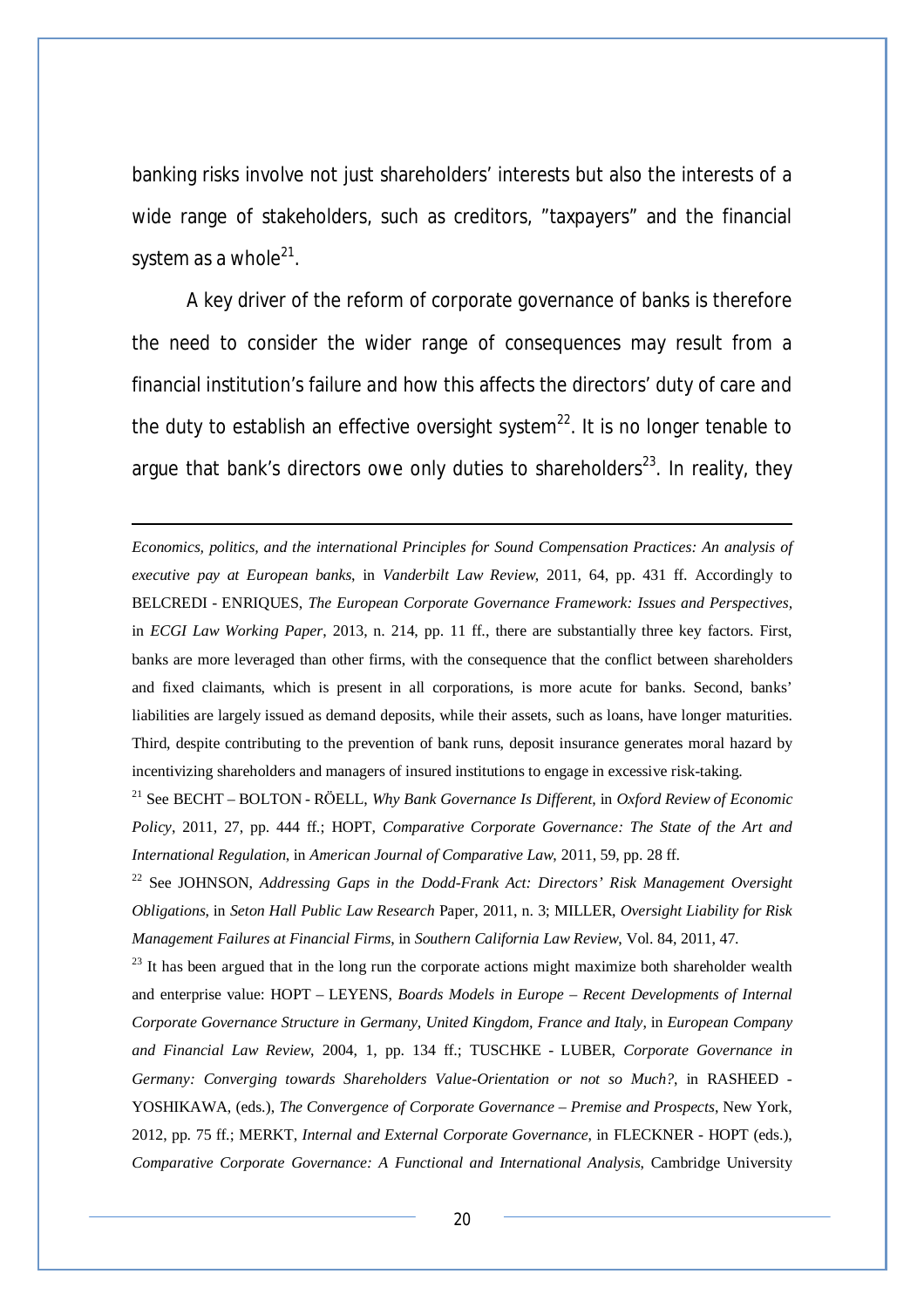banking risks involve not just shareholders' interests but also the interests of a wide range of stakeholders, such as creditors, "taxpayers" and the financial system as a whole[21].

A key driver of the reform of corporate governance of banks is therefore the need to consider the wider range of consequences may result from a financial institution's failure and how this affects the directors' duty of care and the duty to establish an effective oversight system[22]. It is no longer tenable to argue that bank's directors owe only duties to shareholders[23]. In reality, they

---

*Economics, politics, and the international Principles for Sound Compensation Practices: An analysis of executive pay at European banks*, in *Vanderbilt Law Review*, 2011, 64, pp. 431 ff. Accordingly to BELCREDI - ENRIQUES, *The European Corporate Governance Framework: Issues and Perspectives*, in *ECGI Law Working Paper*, 2013, n. 214, pp. 11 ff., there are substantially three key factors. First, banks are more leveraged than other firms, with the consequence that the conflict between shareholders and fixed claimants, which is present in all corporations, is more acute for banks. Second, banks' liabilities are largely issued as demand deposits, while their assets, such as loans, have longer maturities. Third, despite contributing to the prevention of bank runs, deposit insurance generates moral hazard by incentivizing shareholders and managers of insured institutions to engage in excessive risk-taking.

[21] See BECHT – BOLTON - RÖELL, *Why Bank Governance Is Different*, in *Oxford Review of Economic Policy*, 2011, 27, pp. 444 ff.; HOPT, *Comparative Corporate Governance: The State of the Art and International Regulation*, in *American Journal of Comparative Law*, 2011, 59, pp. 28 ff.

[22] See JOHNSON, *Addressing Gaps in the Dodd-Frank Act: Directors' Risk Management Oversight Obligations*, in *Seton Hall Public Law Research* Paper, 2011, n. 3; MILLER, *Oversight Liability for Risk Management Failures at Financial Firms*, in *Southern California Law Review*, Vol. 84, 2011, 47.

[23] It has been argued that in the long run the corporate actions might maximize both shareholder wealth and enterprise value: HOPT – LEYENS, *Boards Models in Europe – Recent Developments of Internal Corporate Governance Structure in Germany, United Kingdom, France and Italy*, in *European Company and Financial Law Review*, 2004, 1, pp. 134 ff.; TUSCHKE - LUBER, *Corporate Governance in Germany: Converging towards Shareholders Value-Orientation or not so Much?*, in RASHEED - YOSHIKAWA, (eds.), *The Convergence of Corporate Governance – Premise and Prospects*, New York, 2012, pp. 75 ff.; MERKT, *Internal and External Corporate Governance*, in FLECKNER - HOPT (eds.), *Comparative Corporate Governance: A Functional and International Analysis*, Cambridge University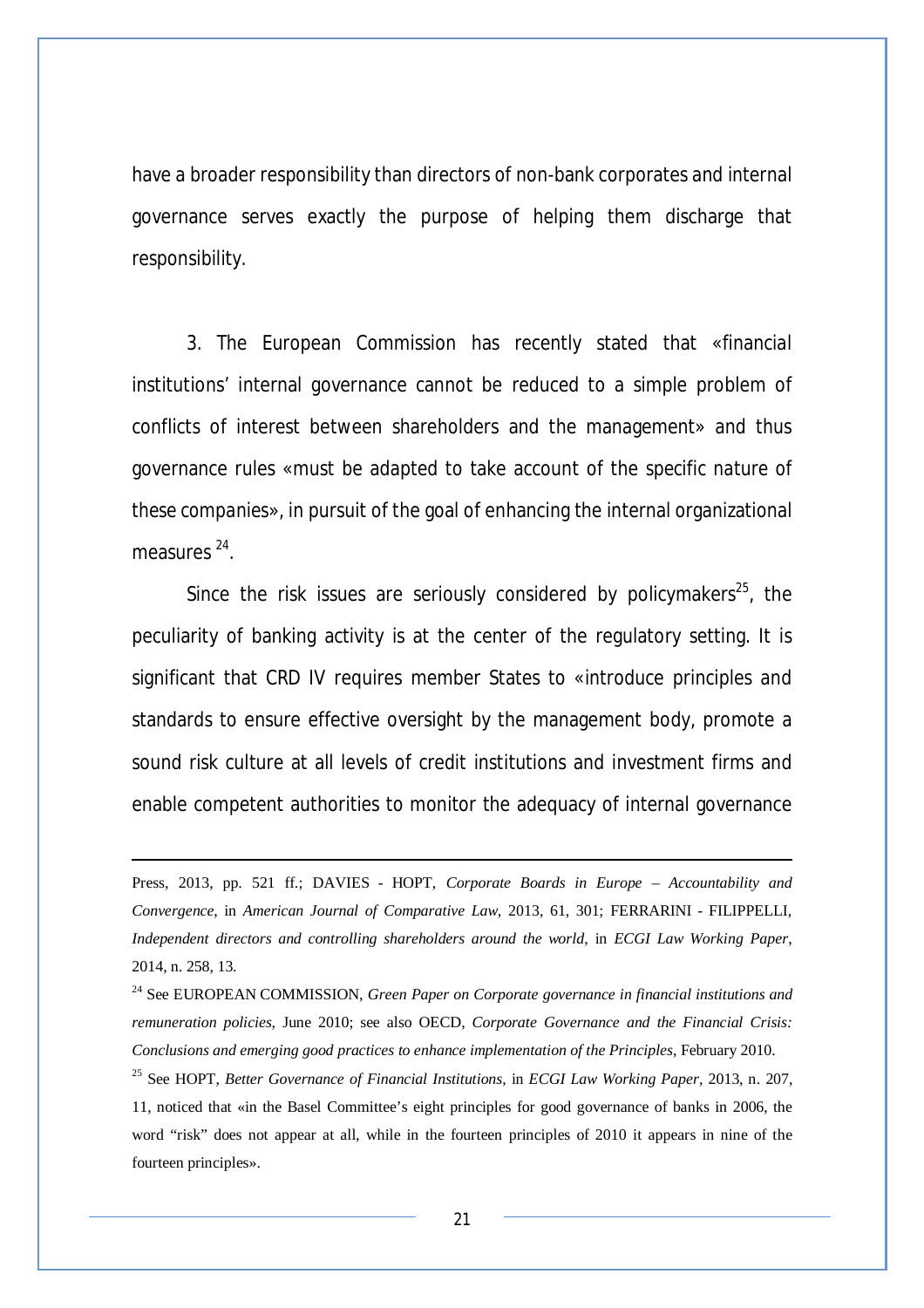have a broader responsibility than directors of non-bank corporates and internal governance serves exactly the purpose of helping them discharge that responsibility.

3. The European Commission has recently stated that «financial institutions' internal governance cannot be reduced to a simple problem of conflicts of interest between shareholders and the management» and thus governance rules «must be adapted to take account of the specific nature of these companies», in pursuit of the goal of enhancing the internal organizational measures [24].

Since the risk issues are seriously considered by policymakers[25], the peculiarity of banking activity is at the center of the regulatory setting. It is significant that CRD IV requires member States to «introduce principles and standards to ensure effective oversight by the management body, promote a sound risk culture at all levels of credit institutions and investment firms and enable competent authorities to monitor the adequacy of internal governance

---

Press, 2013, pp. 521 ff.; DAVIES - HOPT, *Corporate Boards in Europe – Accountability and Convergence*, in *American Journal of Comparative Law*, 2013, 61, 301; FERRARINI - FILIPPELLI, *Independent directors and controlling shareholders around the world*, in *ECGI Law Working Paper*, 2014, n. 258, 13.

[24] See EUROPEAN COMMISSION, *Green Paper on Corporate governance in financial institutions and remuneration policies*, June 2010; see also OECD, *Corporate Governance and the Financial Crisis: Conclusions and emerging good practices to enhance implementation of the Principles*, February 2010.

[25] See HOPT, *Better Governance of Financial Institutions*, in *ECGI Law Working Paper*, 2013, n. 207, 11, noticed that «in the Basel Committee's eight principles for good governance of banks in 2006, the word "risk" does not appear at all, while in the fourteen principles of 2010 it appears in nine of the fourteen principles».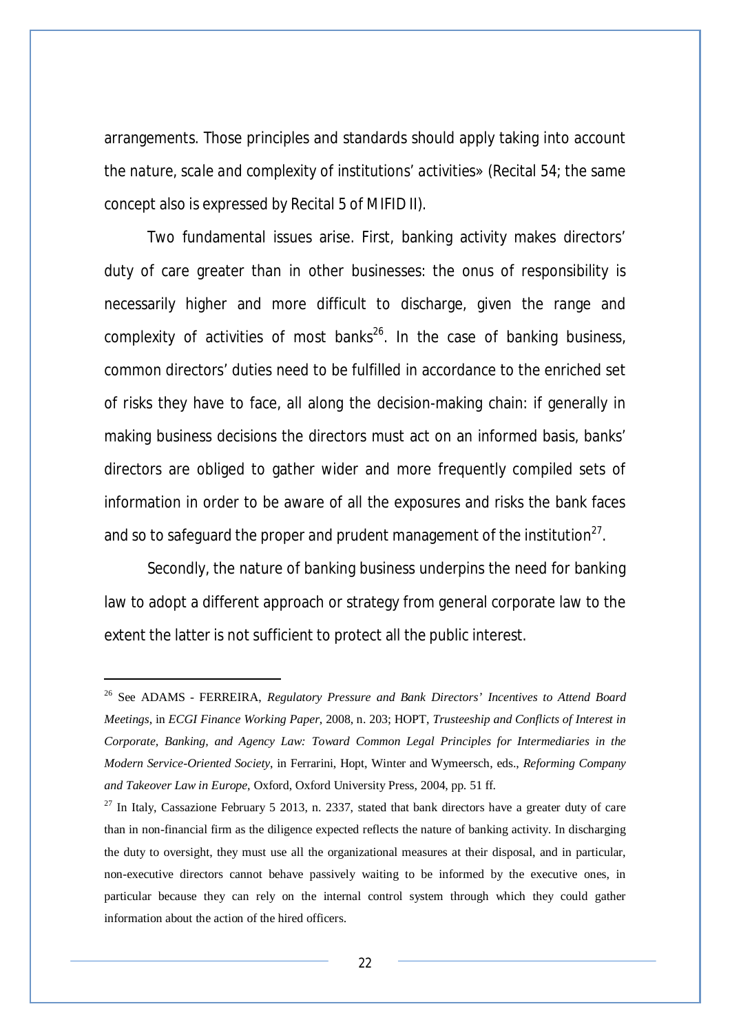arrangements. Those principles and standards should apply taking into account the nature, scale and complexity of institutions' activities» (Recital 54; the same concept also is expressed by Recital 5 of MIFID II).

Two fundamental issues arise. First, banking activity makes directors' duty of care greater than in other businesses: the onus of responsibility is necessarily higher and more difficult to discharge, given the range and complexity of activities of most banks[26]. In the case of banking business, common directors' duties need to be fulfilled in accordance to the enriched set of risks they have to face, all along the decision-making chain: if generally in making business decisions the directors must act on an informed basis, banks' directors are obliged to gather wider and more frequently compiled sets of information in order to be aware of all the exposures and risks the bank faces and so to safeguard the proper and prudent management of the institution[27].

Secondly, the nature of banking business underpins the need for banking law to adopt a different approach or strategy from general corporate law to the extent the latter is not sufficient to protect all the public interest.

---

[26] See ADAMS - FERREIRA, *Regulatory Pressure and Bank Directors' Incentives to Attend Board Meetings*, in *ECGI Finance Working Paper*, 2008, n. 203; HOPT, *Trusteeship and Conflicts of Interest in Corporate, Banking, and Agency Law: Toward Common Legal Principles for Intermediaries in the Modern Service-Oriented Society*, in Ferrarini, Hopt, Winter and Wymeersch, eds., *Reforming Company and Takeover Law in Europe*, Oxford, Oxford University Press, 2004, pp. 51 ff.

[27] In Italy, Cassazione February 5 2013, n. 2337, stated that bank directors have a greater duty of care than in non-financial firm as the diligence expected reflects the nature of banking activity. In discharging the duty to oversight, they must use all the organizational measures at their disposal, and in particular, non-executive directors cannot behave passively waiting to be informed by the executive ones, in particular because they can rely on the internal control system through which they could gather information about the action of the hired officers.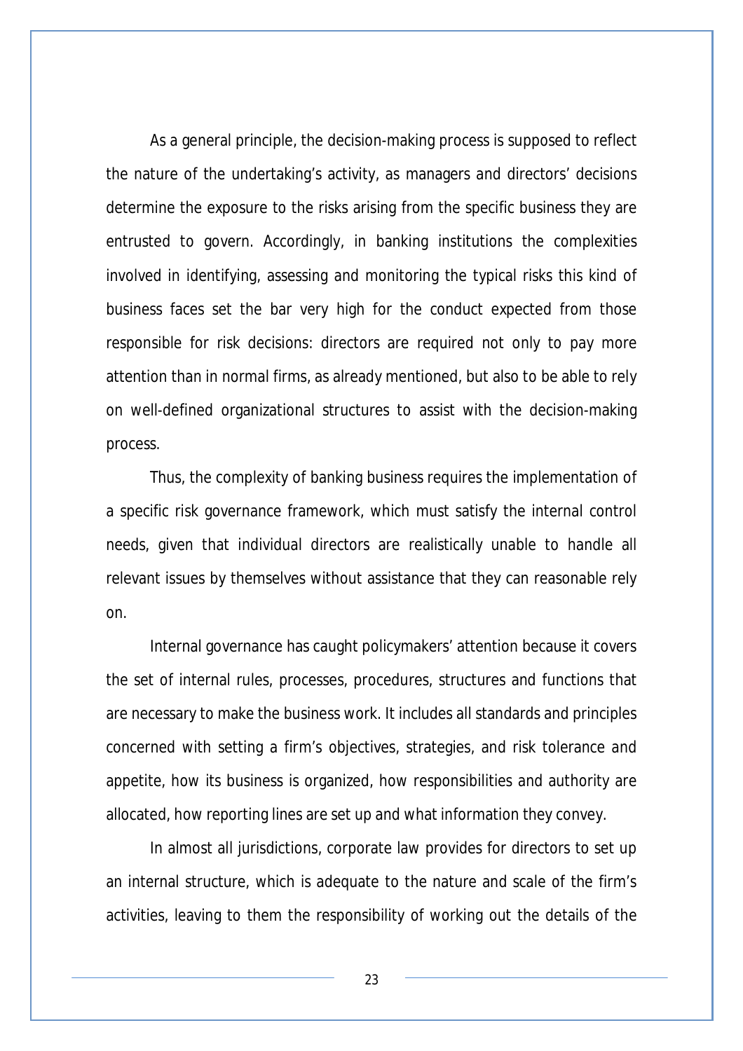As a general principle, the decision-making process is supposed to reflect the nature of the undertaking's activity, as managers and directors' decisions determine the exposure to the risks arising from the specific business they are entrusted to govern. Accordingly, in banking institutions the complexities involved in identifying, assessing and monitoring the typical risks this kind of business faces set the bar very high for the conduct expected from those responsible for risk decisions: directors are required not only to pay more attention than in normal firms, as already mentioned, but also to be able to rely on well-defined organizational structures to assist with the decision-making process.

Thus, the complexity of banking business requires the implementation of a specific risk governance framework, which must satisfy the internal control needs, given that individual directors are realistically unable to handle all relevant issues by themselves without assistance that they can reasonable rely on.

Internal governance has caught policymakers' attention because it covers the set of internal rules, processes, procedures, structures and functions that are necessary to make the business work. It includes all standards and principles concerned with setting a firm's objectives, strategies, and risk tolerance and appetite, how its business is organized, how responsibilities and authority are allocated, how reporting lines are set up and what information they convey.

In almost all jurisdictions, corporate law provides for directors to set up an internal structure, which is adequate to the nature and scale of the firm's activities, leaving to them the responsibility of working out the details of the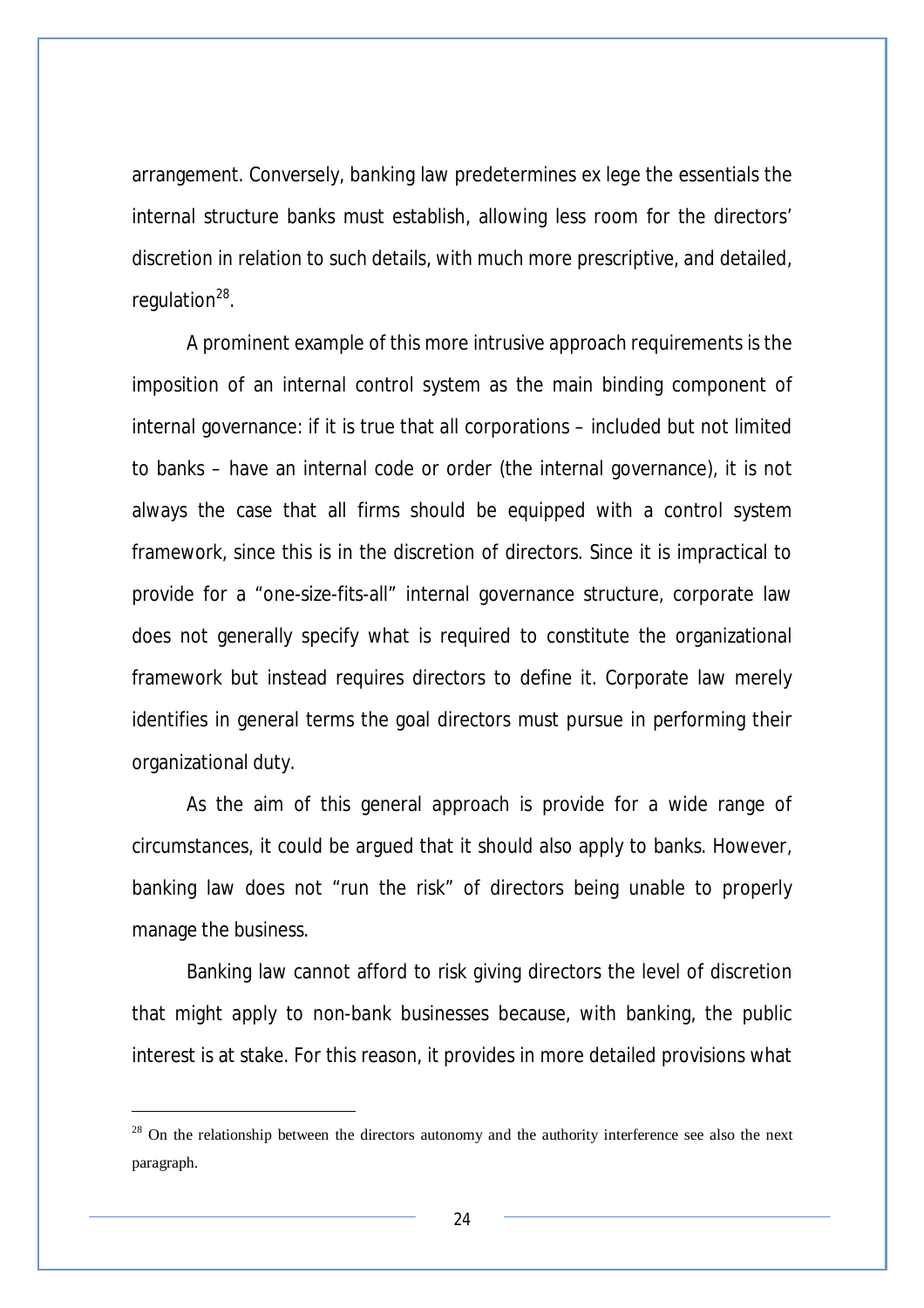arrangement. Conversely, banking law predetermines ex lege the essentials the internal structure banks must establish, allowing less room for the directors' discretion in relation to such details, with much more prescriptive, and detailed, regulation[28].

A prominent example of this more intrusive approach requirements is the imposition of an internal control system as the main binding component of internal governance: if it is true that all corporations – included but not limited to banks – have an internal code or order (the internal governance), it is not always the case that all firms should be equipped with a control system framework, since this is in the discretion of directors. Since it is impractical to provide for a "one-size-fits-all" internal governance structure, corporate law does not generally specify what is required to constitute the organizational framework but instead requires directors to define it. Corporate law merely identifies in general terms the goal directors must pursue in performing their organizational duty.

As the aim of this general approach is provide for a wide range of circumstances, it could be argued that it should also apply to banks. However, banking law does not "run the risk" of directors being unable to properly manage the business.

Banking law cannot afford to risk giving directors the level of discretion that might apply to non-bank businesses because, with banking, the public interest is at stake. For this reason, it provides in more detailed provisions what

---

[28] On the relationship between the directors autonomy and the authority interference see also the next paragraph.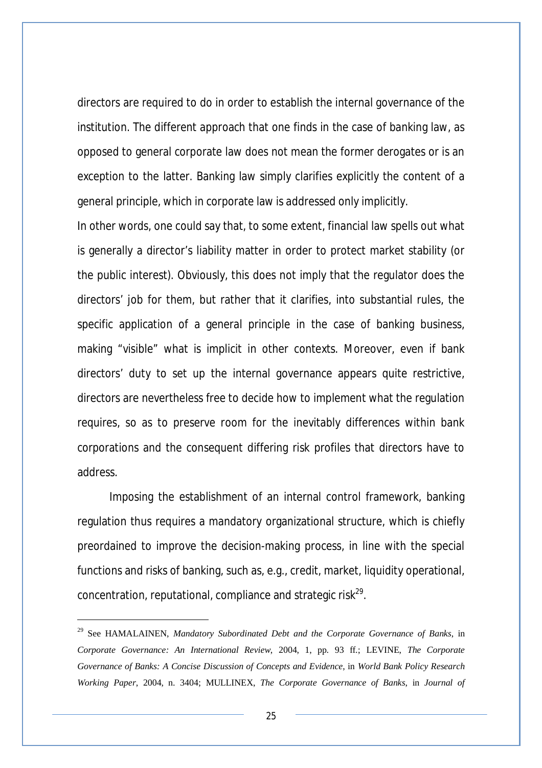directors are required to do in order to establish the internal governance of the institution. The different approach that one finds in the case of banking law, as opposed to general corporate law does not mean the former derogates or is an exception to the latter. Banking law simply clarifies explicitly the content of a general principle, which in corporate law is addressed only implicitly.

In other words, one could say that, to some extent, financial law spells out what is generally a director's liability matter in order to protect market stability (or the public interest). Obviously, this does not imply that the regulator does the directors' job for them, but rather that it clarifies, into substantial rules, the specific application of a general principle in the case of banking business, making "visible" what is implicit in other contexts. Moreover, even if bank directors' duty to set up the internal governance appears quite restrictive, directors are nevertheless free to decide how to implement what the regulation requires, so as to preserve room for the inevitably differences within bank corporations and the consequent differing risk profiles that directors have to address.

Imposing the establishment of an internal control framework, banking regulation thus requires a mandatory organizational structure, which is chiefly preordained to improve the decision-making process, in line with the special functions and risks of banking, such as, e.g., credit, market, liquidity operational, concentration, reputational, compliance and strategic risk[29].

---

[29] See HAMALAINEN, *Mandatory Subordinated Debt and the Corporate Governance of Banks*, in *Corporate Governance: An International Review*, 2004, 1, pp. 93 ff.; LEVINE, *The Corporate Governance of Banks: A Concise Discussion of Concepts and Evidence*, in *World Bank Policy Research Working Paper*, 2004, n. 3404; MULLINEX, *The Corporate Governance of Banks*, in *Journal of*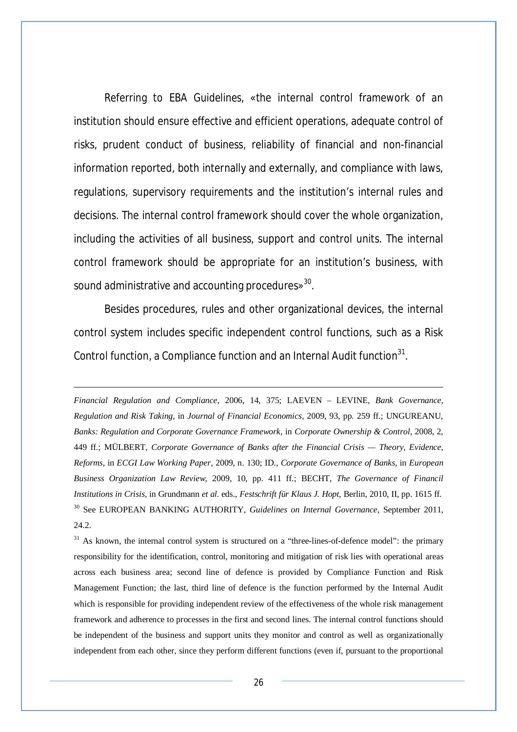Referring to EBA Guidelines, «the internal control framework of an institution should ensure effective and efficient operations, adequate control of risks, prudent conduct of business, reliability of financial and non-financial information reported, both internally and externally, and compliance with laws, regulations, supervisory requirements and the institution's internal rules and decisions. The internal control framework should cover the whole organization, including the activities of all business, support and control units. The internal control framework should be appropriate for an institution's business, with sound administrative and accounting procedures»[30].

Besides procedures, rules and other organizational devices, the internal control system includes specific independent control functions, such as a Risk Control function, a Compliance function and an Internal Audit function[31].

---

*Financial Regulation and Compliance*, 2006, 14, 375; LAEVEN – LEVINE, *Bank Governance, Regulation and Risk Taking*, in *Journal of Financial Economics*, 2009, 93, pp. 259 ff.; UNGUREANU, *Banks: Regulation and Corporate Governance Framework*, in *Corporate Ownership & Control*, 2008, 2, 449 ff.; MÜLBERT, *Corporate Governance of Banks after the Financial Crisis — Theory, Evidence, Reforms*, in *ECGI Law Working Paper*, 2009, n. 130; ID., *Corporate Governance of Banks*, in *European Business Organization Law Review*, 2009, 10, pp. 411 ff.; BECHT, *The Governance of Financil Institutions in Crisis*, in Grundmann *et al*. eds., *Festschrift für Klaus J. Hopt*, Berlin, 2010, II, pp. 1615 ff.

[30] See EUROPEAN BANKING AUTHORITY, *Guidelines on Internal Governance*, September 2011, 24.2.

[31] As known, the internal control system is structured on a "three-lines-of-defence model": the primary responsibility for the identification, control, monitoring and mitigation of risk lies with operational areas across each business area; second line of defence is provided by Compliance Function and Risk Management Function; the last, third line of defence is the function performed by the Internal Audit which is responsible for providing independent review of the effectiveness of the whole risk management framework and adherence to processes in the first and second lines. The internal control functions should be independent of the business and support units they monitor and control as well as organizationally independent from each other, since they perform different functions (even if, pursuant to the proportional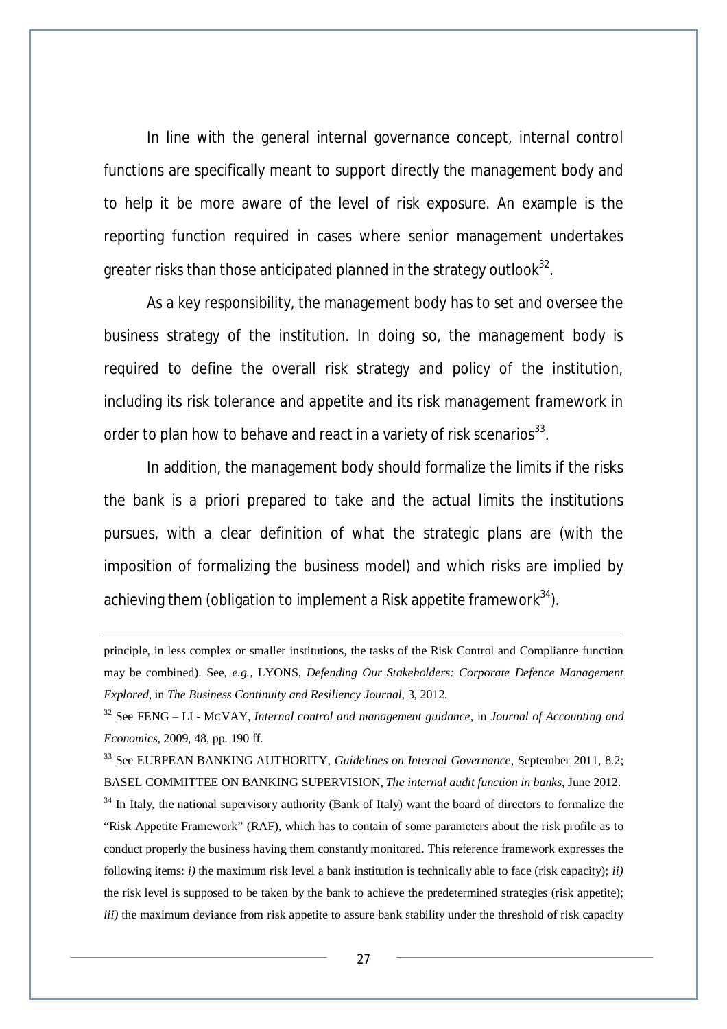In line with the general internal governance concept, internal control functions are specifically meant to support directly the management body and to help it be more aware of the level of risk exposure. An example is the reporting function required in cases where senior management undertakes greater risks than those anticipated planned in the strategy outlook[32].

As a key responsibility, the management body has to set and oversee the business strategy of the institution. In doing so, the management body is required to define the overall risk strategy and policy of the institution, including its risk tolerance and appetite and its risk management framework in order to plan how to behave and react in a variety of risk scenarios[33].

In addition, the management body should formalize the limits if the risks the bank is a priori prepared to take and the actual limits the institutions pursues, with a clear definition of what the strategic plans are (with the imposition of formalizing the business model) and which risks are implied by achieving them (obligation to implement a Risk appetite framework[34]).

---

principle, in less complex or smaller institutions, the tasks of the Risk Control and Compliance function may be combined). See, *e.g.*, LYONS, *Defending Our Stakeholders: Corporate Defence Management Explored*, in *The Business Continuity and Resiliency Journal*, 3, 2012.

[32] See FENG – LI - MCVAY, *Internal control and management guidance*, in *Journal of Accounting and Economics*, 2009, 48, pp. 190 ff.

[33] See EURPEAN BANKING AUTHORITY, *Guidelines on Internal Governance*, September 2011, 8.2; BASEL COMMITTEE ON BANKING SUPERVISION, *The internal audit function in banks*, June 2012.

[34] In Italy, the national supervisory authority (Bank of Italy) want the board of directors to formalize the "Risk Appetite Framework" (RAF), which has to contain of some parameters about the risk profile as to conduct properly the business having them constantly monitored. This reference framework expresses the following items: *i)* the maximum risk level a bank institution is technically able to face (risk capacity); *ii)* the risk level is supposed to be taken by the bank to achieve the predetermined strategies (risk appetite); *iii)* the maximum deviance from risk appetite to assure bank stability under the threshold of risk capacity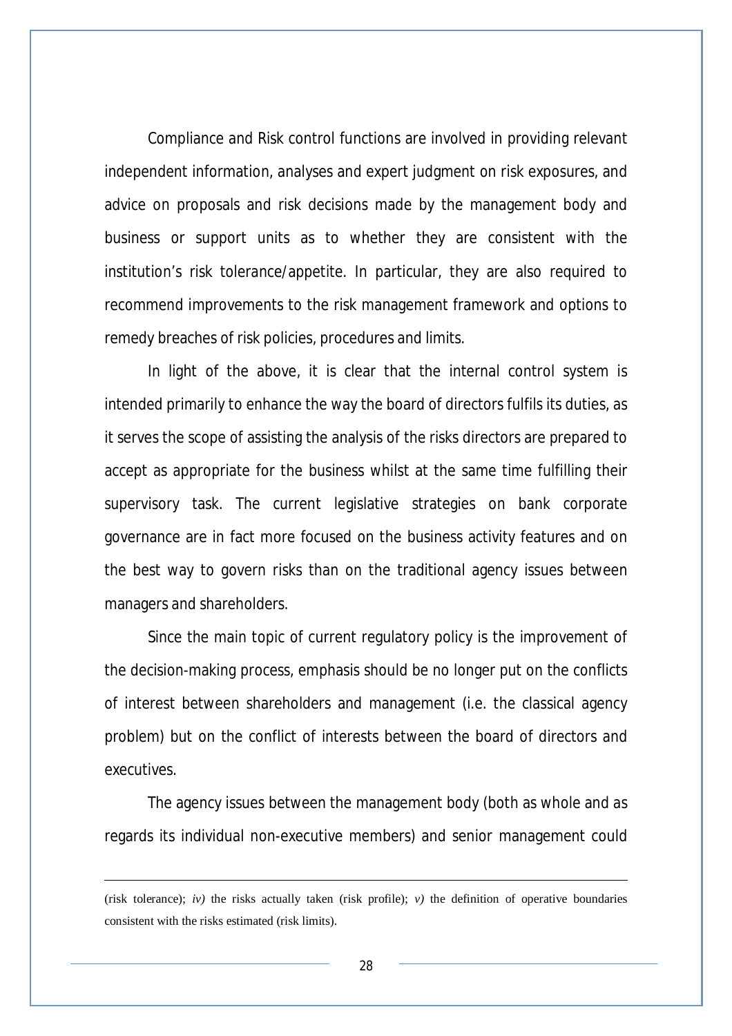Compliance and Risk control functions are involved in providing relevant independent information, analyses and expert judgment on risk exposures, and advice on proposals and risk decisions made by the management body and business or support units as to whether they are consistent with the institution's risk tolerance/appetite. In particular, they are also required to recommend improvements to the risk management framework and options to remedy breaches of risk policies, procedures and limits.

In light of the above, it is clear that the internal control system is intended primarily to enhance the way the board of directors fulfils its duties, as it serves the scope of assisting the analysis of the risks directors are prepared to accept as appropriate for the business whilst at the same time fulfilling their supervisory task. The current legislative strategies on bank corporate governance are in fact more focused on the business activity features and on the best way to govern risks than on the traditional agency issues between managers and shareholders.

Since the main topic of current regulatory policy is the improvement of the decision-making process, emphasis should be no longer put on the conflicts of interest between shareholders and management (i.e. the classical agency problem) but on the conflict of interests between the board of directors and executives.

The agency issues between the management body (both as whole and as regards its individual non-executive members) and senior management could

---

(risk tolerance); *iv)* the risks actually taken (risk profile); *v)* the definition of operative boundaries consistent with the risks estimated (risk limits).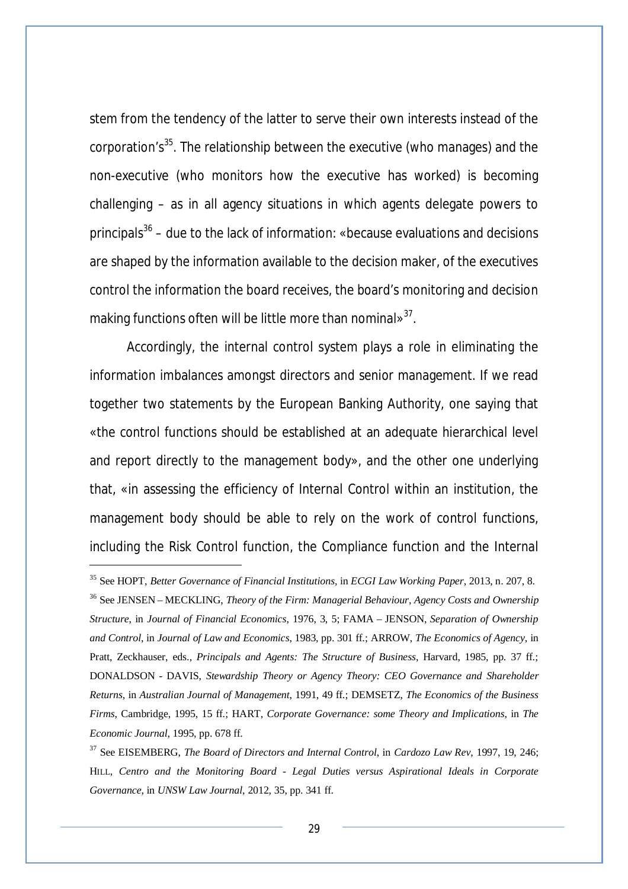stem from the tendency of the latter to serve their own interests instead of the corporation's[35]. The relationship between the executive (who manages) and the non-executive (who monitors how the executive has worked) is becoming challenging – as in all agency situations in which agents delegate powers to principals[36] – due to the lack of information: «because evaluations and decisions are shaped by the information available to the decision maker, of the executives control the information the board receives, the board's monitoring and decision making functions often will be little more than nominal»[37].

Accordingly, the internal control system plays a role in eliminating the information imbalances amongst directors and senior management. If we read together two statements by the European Banking Authority, one saying that «the control functions should be established at an adequate hierarchical level and report directly to the management body», and the other one underlying that, «in assessing the efficiency of Internal Control within an institution, the management body should be able to rely on the work of control functions, including the Risk Control function, the Compliance function and the Internal

---

[35] See HOPT, *Better Governance of Financial Institutions*, in *ECGI Law Working Paper*, 2013, n. 207, 8.

[36] See JENSEN – MECKLING, *Theory of the Firm: Managerial Behaviour, Agency Costs and Ownership Structure*, in *Journal of Financial Economics*, 1976, 3, 5; FAMA – JENSON, *Separation of Ownership and Control*, in *Journal of Law and Economics*, 1983, pp. 301 ff.; ARROW, *The Economics of Agency*, in Pratt, Zeckhauser, eds., *Principals and Agents: The Structure of Business*, Harvard, 1985, pp. 37 ff.; DONALDSON - DAVIS, *Stewardship Theory or Agency Theory: CEO Governance and Shareholder Returns*, in *Australian Journal of Management*, 1991, 49 ff.; DEMSETZ, *The Economics of the Business Firms*, Cambridge, 1995, 15 ff.; HART, *Corporate Governance: some Theory and Implications*, in *The Economic Journal*, 1995, pp. 678 ff.

[37] See EISEMBERG, *The Board of Directors and Internal Control*, in *Cardozo Law Rev*, 1997, 19, 246; HILL, *Centro and the Monitoring Board - Legal Duties versus Aspirational Ideals in Corporate Governance*, in *UNSW Law Journal*, 2012, 35, pp. 341 ff.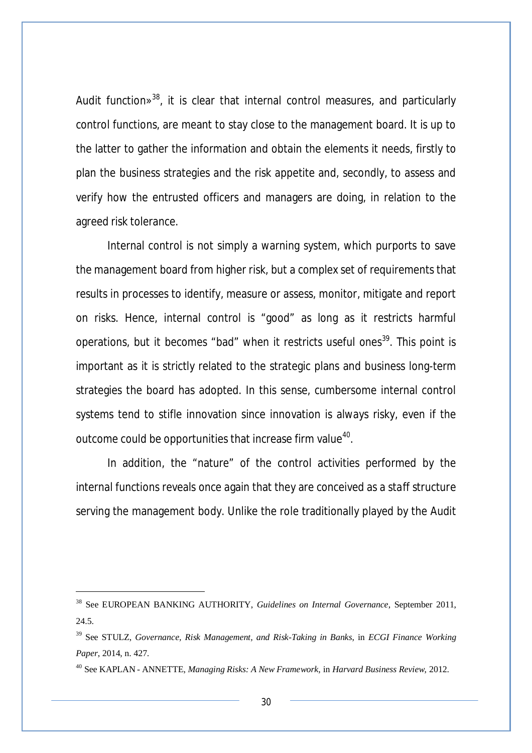Audit function»[38], it is clear that internal control measures, and particularly control functions, are meant to stay close to the management board. It is up to the latter to gather the information and obtain the elements it needs, firstly to plan the business strategies and the risk appetite and, secondly, to assess and verify how the entrusted officers and managers are doing, in relation to the agreed risk tolerance.

Internal control is not simply a warning system, which purports to save the management board from higher risk, but a complex set of requirements that results in processes to identify, measure or assess, monitor, mitigate and report on risks. Hence, internal control is "good" as long as it restricts harmful operations, but it becomes "bad" when it restricts useful ones[39]. This point is important as it is strictly related to the strategic plans and business long-term strategies the board has adopted. In this sense, cumbersome internal control systems tend to stifle innovation since innovation is always risky, even if the outcome could be opportunities that increase firm value[40].

In addition, the "nature" of the control activities performed by the internal functions reveals once again that they are conceived as a staff structure serving the management body. Unlike the role traditionally played by the Audit

---

[38] See EUROPEAN BANKING AUTHORITY, *Guidelines on Internal Governance*, September 2011, 24.5.

[39] See STULZ, *Governance, Risk Management, and Risk-Taking in Banks*, in *ECGI Finance Working Paper*, 2014, n. 427.

[40] See KAPLAN - ANNETTE, *Managing Risks: A New Framework*, in *Harvard Business Review*, 2012.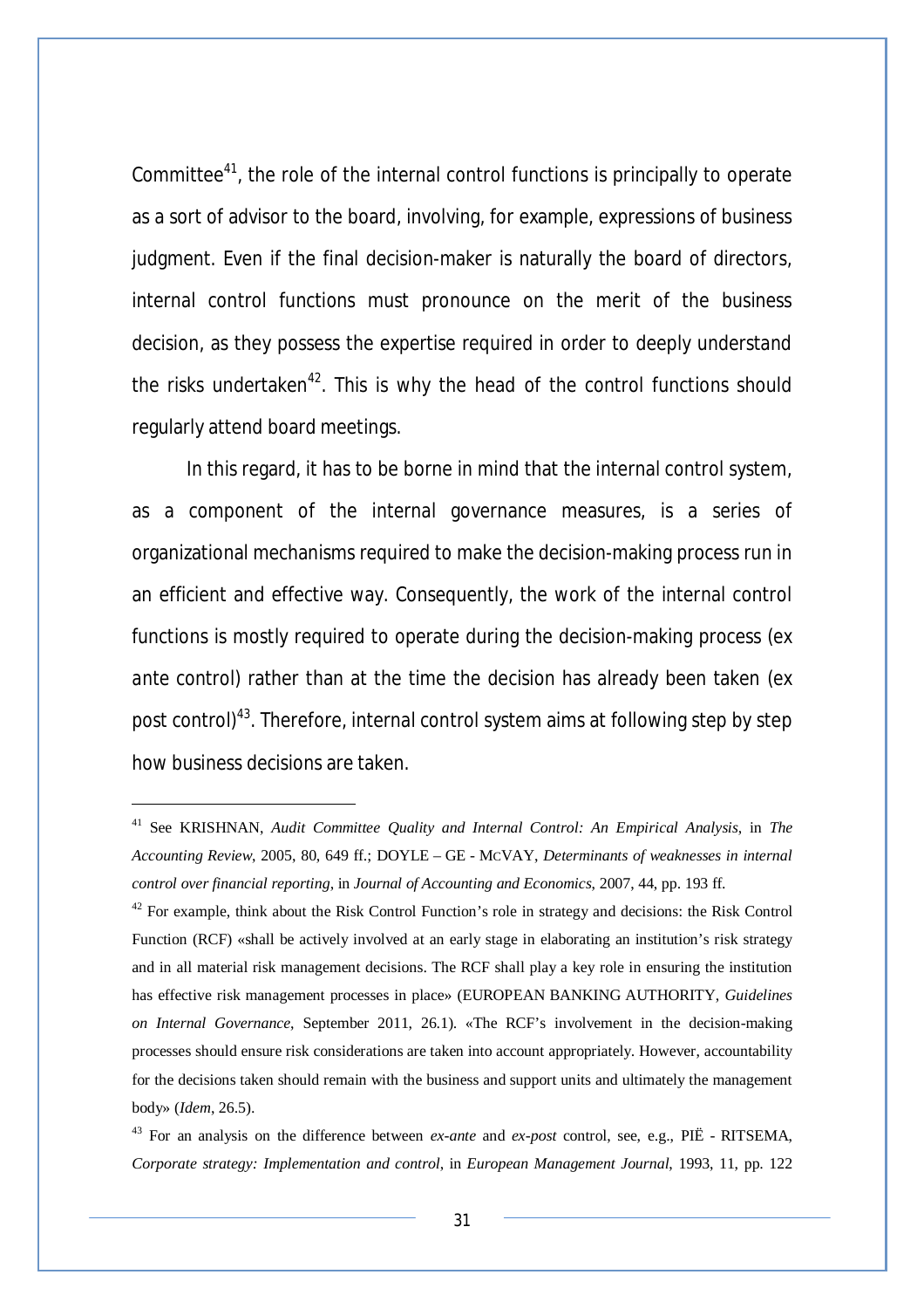Committee[41], the role of the internal control functions is principally to operate as a sort of advisor to the board, involving, for example, expressions of business judgment. Even if the final decision-maker is naturally the board of directors, internal control functions must pronounce on the merit of the business decision, as they possess the expertise required in order to deeply understand the risks undertaken[42]. This is why the head of the control functions should regularly attend board meetings.

In this regard, it has to be borne in mind that the internal control system, as a component of the internal governance measures, is a series of organizational mechanisms required to make the decision-making process run in an efficient and effective way. Consequently, the work of the internal control functions is mostly required to operate during the decision-making process (ex ante control) rather than at the time the decision has already been taken (ex post control)[43]. Therefore, internal control system aims at following step by step how business decisions are taken.

---

[41] See KRISHNAN, *Audit Committee Quality and Internal Control: An Empirical Analysis*, in *The Accounting Review*, 2005, 80, 649 ff.; DOYLE – GE - MCVAY, *Determinants of weaknesses in internal control over financial reporting*, in *Journal of Accounting and Economics*, 2007, 44, pp. 193 ff.

[42] For example, think about the Risk Control Function's role in strategy and decisions: the Risk Control Function (RCF) «shall be actively involved at an early stage in elaborating an institution's risk strategy and in all material risk management decisions. The RCF shall play a key role in ensuring the institution has effective risk management processes in place» (EUROPEAN BANKING AUTHORITY, *Guidelines on Internal Governance*, September 2011, 26.1). «The RCF's involvement in the decision-making processes should ensure risk considerations are taken into account appropriately. However, accountability for the decisions taken should remain with the business and support units and ultimately the management body» (*Idem*, 26.5).

[43] For an analysis on the difference between *ex-ante* and *ex-post* control, see, e.g., PIË - RITSEMA, *Corporate strategy: Implementation and control*, in *European Management Journal*, 1993, 11, pp. 122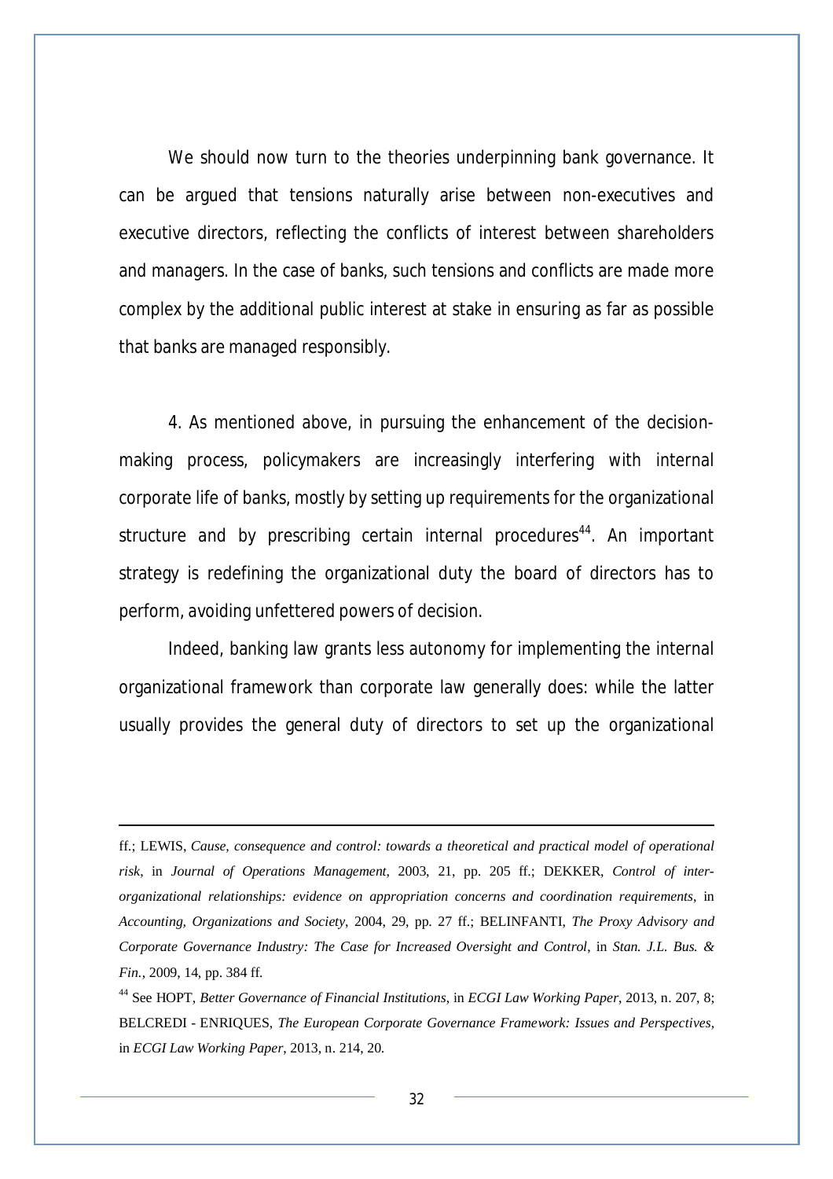We should now turn to the theories underpinning bank governance. It can be argued that tensions naturally arise between non-executives and executive directors, reflecting the conflicts of interest between shareholders and managers. In the case of banks, such tensions and conflicts are made more complex by the additional public interest at stake in ensuring as far as possible that banks are managed responsibly.

4. As mentioned above, in pursuing the enhancement of the decision-making process, policymakers are increasingly interfering with internal corporate life of banks, mostly by setting up requirements for the organizational structure and by prescribing certain internal procedures[44]. An important strategy is redefining the organizational duty the board of directors has to perform, avoiding unfettered powers of decision.

Indeed, banking law grants less autonomy for implementing the internal organizational framework than corporate law generally does: while the latter usually provides the general duty of directors to set up the organizational

---

ff.; LEWIS, *Cause, consequence and control: towards a theoretical and practical model of operational risk*, in *Journal of Operations Management*, 2003, 21, pp. 205 ff.; DEKKER, *Control of inter-organizational relationships: evidence on appropriation concerns and coordination requirements*, in *Accounting, Organizations and Society*, 2004, 29, pp. 27 ff.; BELINFANTI, *The Proxy Advisory and Corporate Governance Industry: The Case for Increased Oversight and Control*, in *Stan. J.L. Bus. & Fin.*, 2009, 14, pp. 384 ff.

[44] See HOPT, *Better Governance of Financial Institutions*, in *ECGI Law Working Paper*, 2013, n. 207, 8; BELCREDI - ENRIQUES, *The European Corporate Governance Framework: Issues and Perspectives*, in *ECGI Law Working Paper*, 2013, n. 214, 20.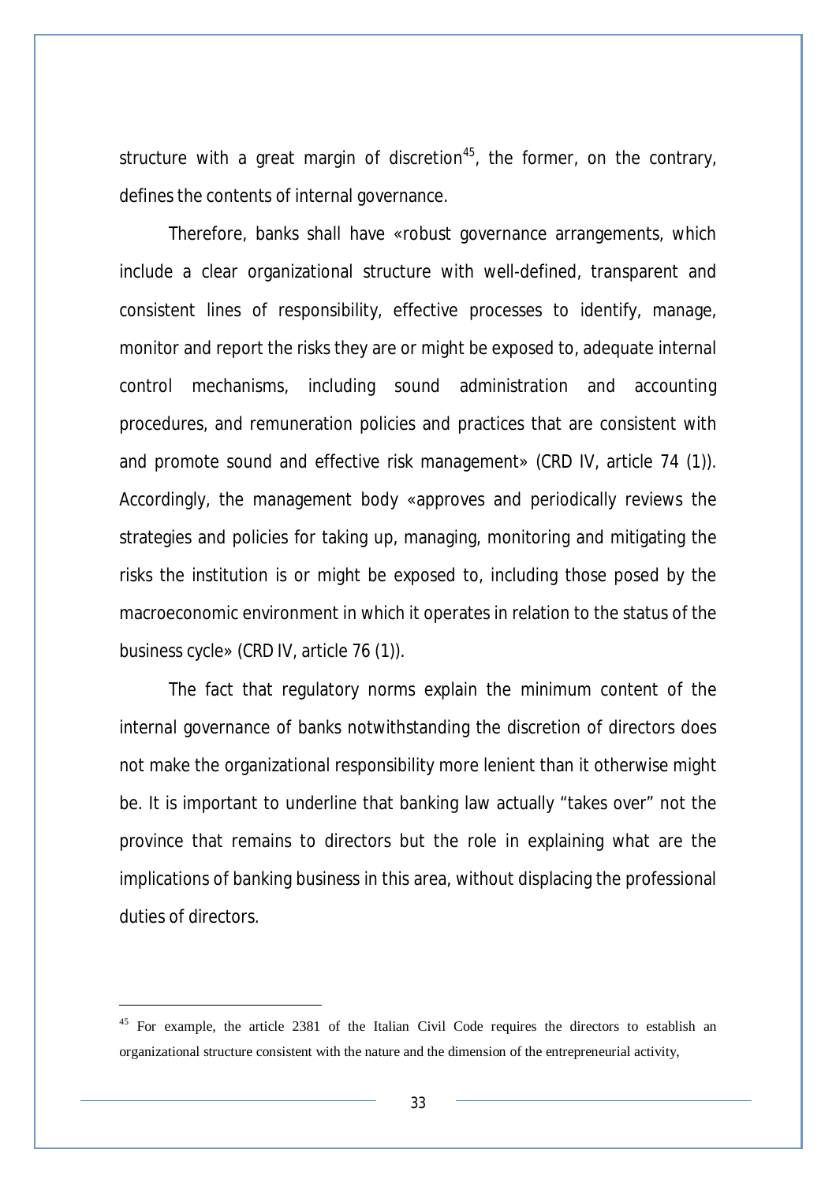structure with a great margin of discretion[45], the former, on the contrary, defines the contents of internal governance.

Therefore, banks shall have «robust governance arrangements, which include a clear organizational structure with well-defined, transparent and consistent lines of responsibility, effective processes to identify, manage, monitor and report the risks they are or might be exposed to, adequate internal control mechanisms, including sound administration and accounting procedures, and remuneration policies and practices that are consistent with and promote sound and effective risk management» (CRD IV, article 74 (1)). Accordingly, the management body «approves and periodically reviews the strategies and policies for taking up, managing, monitoring and mitigating the risks the institution is or might be exposed to, including those posed by the macroeconomic environment in which it operates in relation to the status of the business cycle» (CRD IV, article 76 (1)).

The fact that regulatory norms explain the minimum content of the internal governance of banks notwithstanding the discretion of directors does not make the organizational responsibility more lenient than it otherwise might be. It is important to underline that banking law actually "takes over" not the province that remains to directors but the role in explaining what are the implications of banking business in this area, without displacing the professional duties of directors.

---

[45] For example, the article 2381 of the Italian Civil Code requires the directors to establish an organizational structure consistent with the nature and the dimension of the entrepreneurial activity,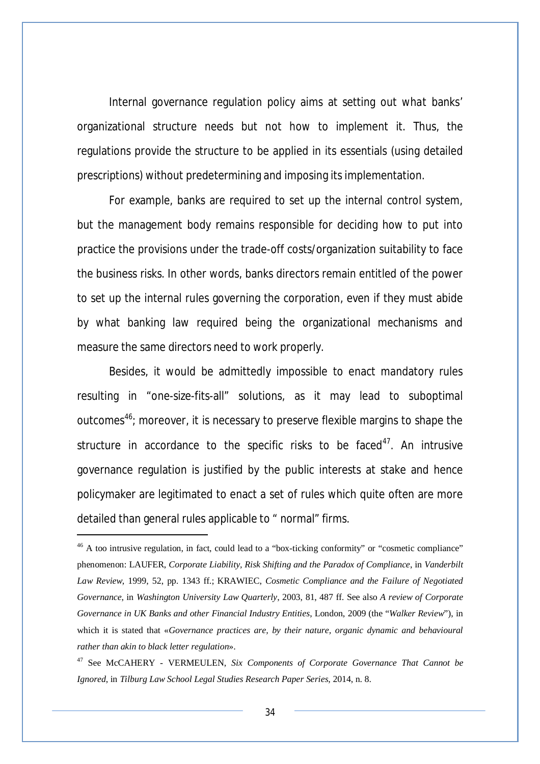Internal governance regulation policy aims at setting out what banks' organizational structure needs but not how to implement it. Thus, the regulations provide the structure to be applied in its essentials (using detailed prescriptions) without predetermining and imposing its implementation.

For example, banks are required to set up the internal control system, but the management body remains responsible for deciding how to put into practice the provisions under the trade-off costs/organization suitability to face the business risks. In other words, banks directors remain entitled of the power to set up the internal rules governing the corporation, even if they must abide by what banking law required being the organizational mechanisms and measure the same directors need to work properly.

Besides, it would be admittedly impossible to enact mandatory rules resulting in "one-size-fits-all" solutions, as it may lead to suboptimal outcomes[46]; moreover, it is necessary to preserve flexible margins to shape the structure in accordance to the specific risks to be faced[47]. An intrusive governance regulation is justified by the public interests at stake and hence policymaker are legitimated to enact a set of rules which quite often are more detailed than general rules applicable to " normal" firms.

---

[46] A too intrusive regulation, in fact, could lead to a "box-ticking conformity" or "cosmetic compliance" phenomenon: LAUFER, *Corporate Liability, Risk Shifting and the Paradox of Compliance*, in *Vanderbilt Law Review*, 1999, 52, pp. 1343 ff.; KRAWIEC, *Cosmetic Compliance and the Failure of Negotiated Governance*, in *Washington University Law Quarterly*, 2003, 81, 487 ff. See also *A review of Corporate Governance in UK Banks and other Financial Industry Entities*, London, 2009 (the "*Walker Review*"), in which it is stated that «*Governance practices are, by their nature, organic dynamic and behavioural rather than akin to black letter regulation*».

[47] See McCAHERY - VERMEULEN, *Six Components of Corporate Governance That Cannot be Ignored*, in *Tilburg Law School Legal Studies Research Paper Series*, 2014, n. 8.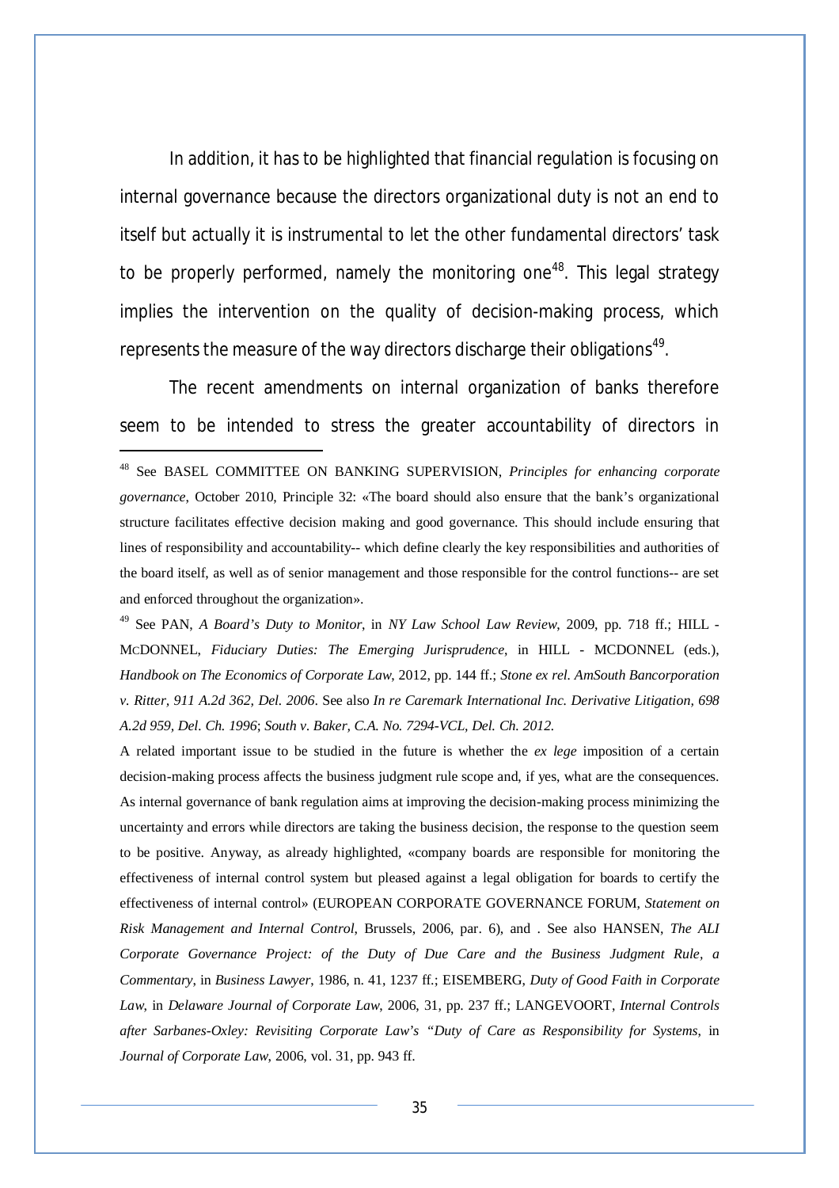In addition, it has to be highlighted that financial regulation is focusing on internal governance because the directors organizational duty is not an end to itself but actually it is instrumental to let the other fundamental directors' task to be properly performed, namely the monitoring one[48]. This legal strategy implies the intervention on the quality of decision-making process, which represents the measure of the way directors discharge their obligations[49].

The recent amendments on internal organization of banks therefore seem to be intended to stress the greater accountability of directors in

---

[48] See BASEL COMMITTEE ON BANKING SUPERVISION, *Principles for enhancing corporate governance*, October 2010, Principle 32: «The board should also ensure that the bank's organizational structure facilitates effective decision making and good governance. This should include ensuring that lines of responsibility and accountability-- which define clearly the key responsibilities and authorities of the board itself, as well as of senior management and those responsible for the control functions-- are set and enforced throughout the organization».

[49] See PAN, *A Board's Duty to Monitor*, in *NY Law School Law Review*, 2009, pp. 718 ff.; HILL - MCDONNEL, *Fiduciary Duties: The Emerging Jurisprudence*, in HILL - MCDONNEL (eds.), *Handbook on The Economics of Corporate Law*, 2012, pp. 144 ff.; *Stone ex rel. AmSouth Bancorporation v. Ritter, 911 A.2d 362, Del. 2006*. See also *In re Caremark International Inc. Derivative Litigation, 698 A.2d 959, Del. Ch. 1996*; *South v. Baker, C.A. No. 7294-VCL, Del. Ch. 2012.*

A related important issue to be studied in the future is whether the *ex lege* imposition of a certain decision-making process affects the business judgment rule scope and, if yes, what are the consequences. As internal governance of bank regulation aims at improving the decision-making process minimizing the uncertainty and errors while directors are taking the business decision, the response to the question seem to be positive. Anyway, as already highlighted, «company boards are responsible for monitoring the effectiveness of internal control system but pleased against a legal obligation for boards to certify the effectiveness of internal control» (EUROPEAN CORPORATE GOVERNANCE FORUM, *Statement on Risk Management and Internal Control*, Brussels, 2006, par. 6), and . See also HANSEN, *The ALI Corporate Governance Project: of the Duty of Due Care and the Business Judgment Rule, a Commentary*, in *Business Lawyer*, 1986, n. 41, 1237 ff.; EISEMBERG, *Duty of Good Faith in Corporate Law*, in *Delaware Journal of Corporate Law*, 2006, 31, pp. 237 ff.; LANGEVOORT, *Internal Controls after Sarbanes-Oxley: Revisiting Corporate Law's "Duty of Care as Responsibility for Systems*, in *Journal of Corporate Law*, 2006, vol. 31, pp. 943 ff.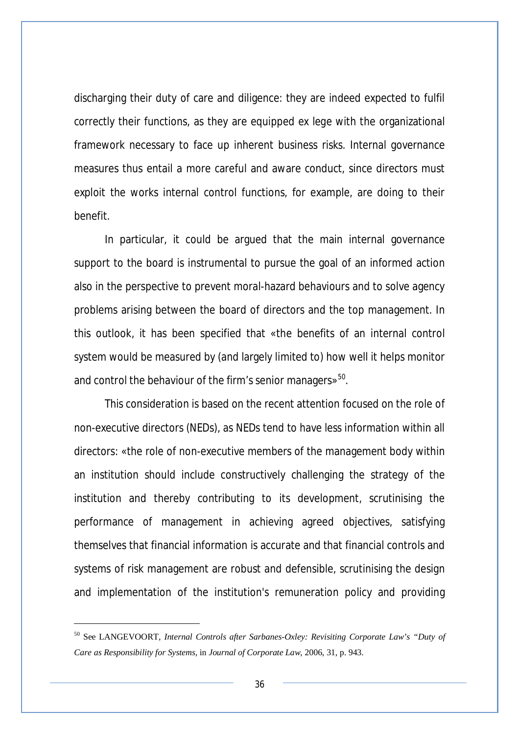discharging their duty of care and diligence: they are indeed expected to fulfil correctly their functions, as they are equipped ex lege with the organizational framework necessary to face up inherent business risks. Internal governance measures thus entail a more careful and aware conduct, since directors must exploit the works internal control functions, for example, are doing to their benefit.

In particular, it could be argued that the main internal governance support to the board is instrumental to pursue the goal of an informed action also in the perspective to prevent moral-hazard behaviours and to solve agency problems arising between the board of directors and the top management. In this outlook, it has been specified that «the benefits of an internal control system would be measured by (and largely limited to) how well it helps monitor and control the behaviour of the firm's senior managers»[50].

This consideration is based on the recent attention focused on the role of non-executive directors (NEDs), as NEDs tend to have less information within all directors: «the role of non-executive members of the management body within an institution should include constructively challenging the strategy of the institution and thereby contributing to its development, scrutinising the performance of management in achieving agreed objectives, satisfying themselves that financial information is accurate and that financial controls and systems of risk management are robust and defensible, scrutinising the design and implementation of the institution's remuneration policy and providing

---

[50] See LANGEVOORT, *Internal Controls after Sarbanes-Oxley: Revisiting Corporate Law's "Duty of Care as Responsibility for Systems*, in *Journal of Corporate Law*, 2006, 31, p. 943.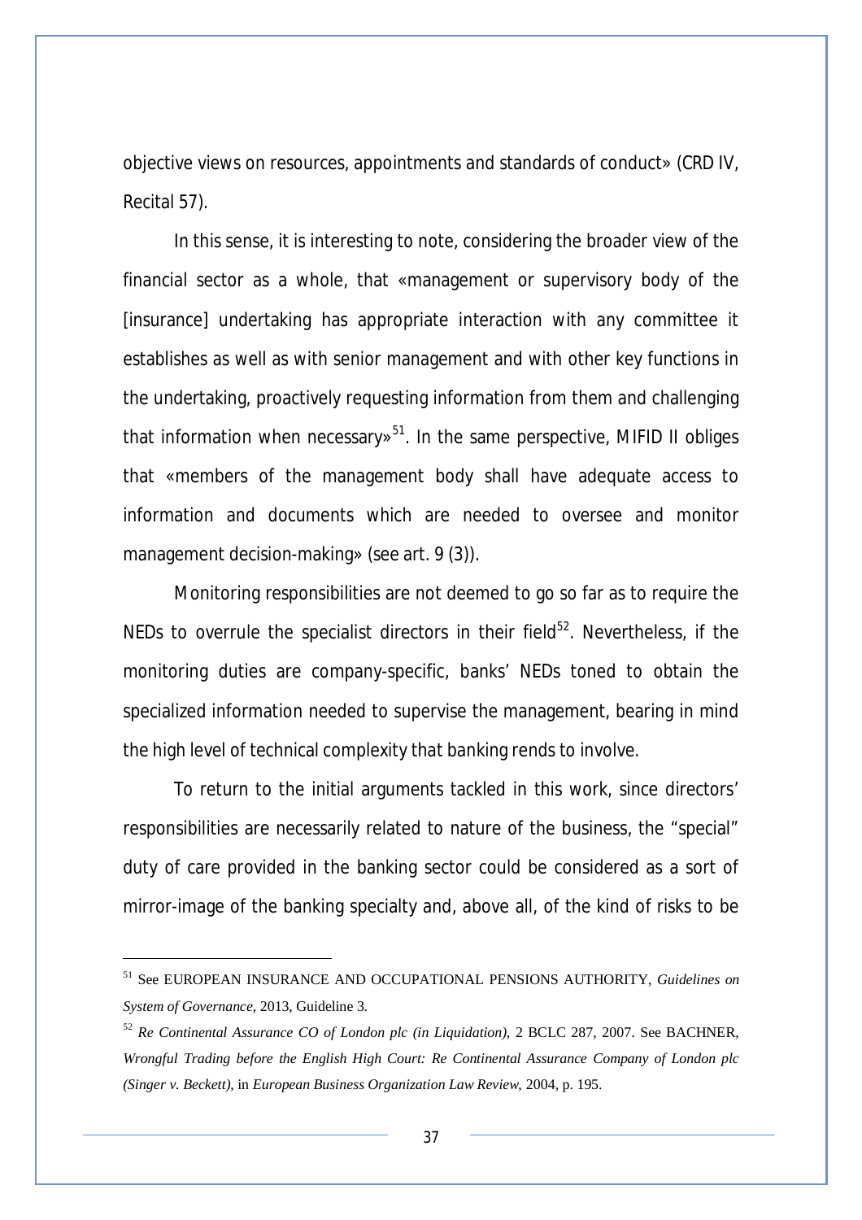objective views on resources, appointments and standards of conduct» (CRD IV, Recital 57).

In this sense, it is interesting to note, considering the broader view of the financial sector as a whole, that «management or supervisory body of the [insurance] undertaking has appropriate interaction with any committee it establishes as well as with senior management and with other key functions in the undertaking, proactively requesting information from them and challenging that information when necessary»[51]. In the same perspective, MIFID II obliges that «members of the management body shall have adequate access to information and documents which are needed to oversee and monitor management decision-making» (see art. 9 (3)).

Monitoring responsibilities are not deemed to go so far as to require the NEDs to overrule the specialist directors in their field[52]. Nevertheless, if the monitoring duties are company-specific, banks' NEDs toned to obtain the specialized information needed to supervise the management, bearing in mind the high level of technical complexity that banking rends to involve.

To return to the initial arguments tackled in this work, since directors' responsibilities are necessarily related to nature of the business, the "special" duty of care provided in the banking sector could be considered as a sort of mirror-image of the banking specialty and, above all, of the kind of risks to be

---

[51] See EUROPEAN INSURANCE AND OCCUPATIONAL PENSIONS AUTHORITY, *Guidelines on System of Governance*, 2013, Guideline 3.

[52] *Re Continental Assurance CO of London plc (in Liquidation)*, 2 BCLC 287, 2007. See BACHNER, *Wrongful Trading before the English High Court: Re Continental Assurance Company of London plc (Singer v. Beckett)*, in *European Business Organization Law Review*, 2004, p. 195.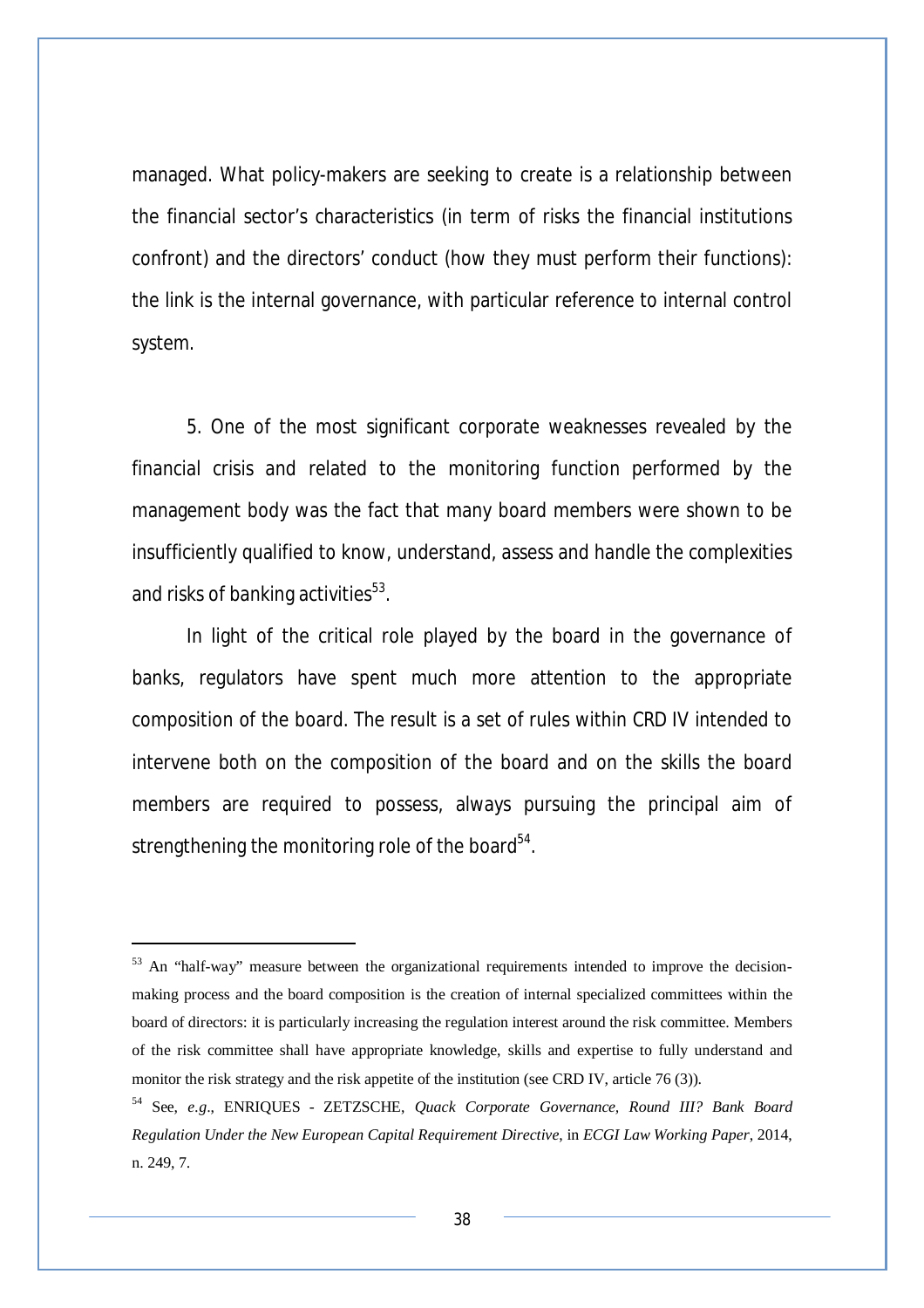managed. What policy-makers are seeking to create is a relationship between the financial sector's characteristics (in term of risks the financial institutions confront) and the directors' conduct (how they must perform their functions): the link is the internal governance, with particular reference to internal control system.

5. One of the most significant corporate weaknesses revealed by the financial crisis and related to the monitoring function performed by the management body was the fact that many board members were shown to be insufficiently qualified to know, understand, assess and handle the complexities and risks of banking activities[53].

In light of the critical role played by the board in the governance of banks, regulators have spent much more attention to the appropriate composition of the board. The result is a set of rules within CRD IV intended to intervene both on the composition of the board and on the skills the board members are required to possess, always pursuing the principal aim of strengthening the monitoring role of the board[54].

---

[53] An "half-way" measure between the organizational requirements intended to improve the decision-making process and the board composition is the creation of internal specialized committees within the board of directors: it is particularly increasing the regulation interest around the risk committee. Members of the risk committee shall have appropriate knowledge, skills and expertise to fully understand and monitor the risk strategy and the risk appetite of the institution (see CRD IV, article 76 (3)).

[54] See, *e.g*., ENRIQUES - ZETZSCHE, *Quack Corporate Governance, Round III? Bank Board Regulation Under the New European Capital Requirement Directive*, in *ECGI Law Working Paper*, 2014, n. 249, 7.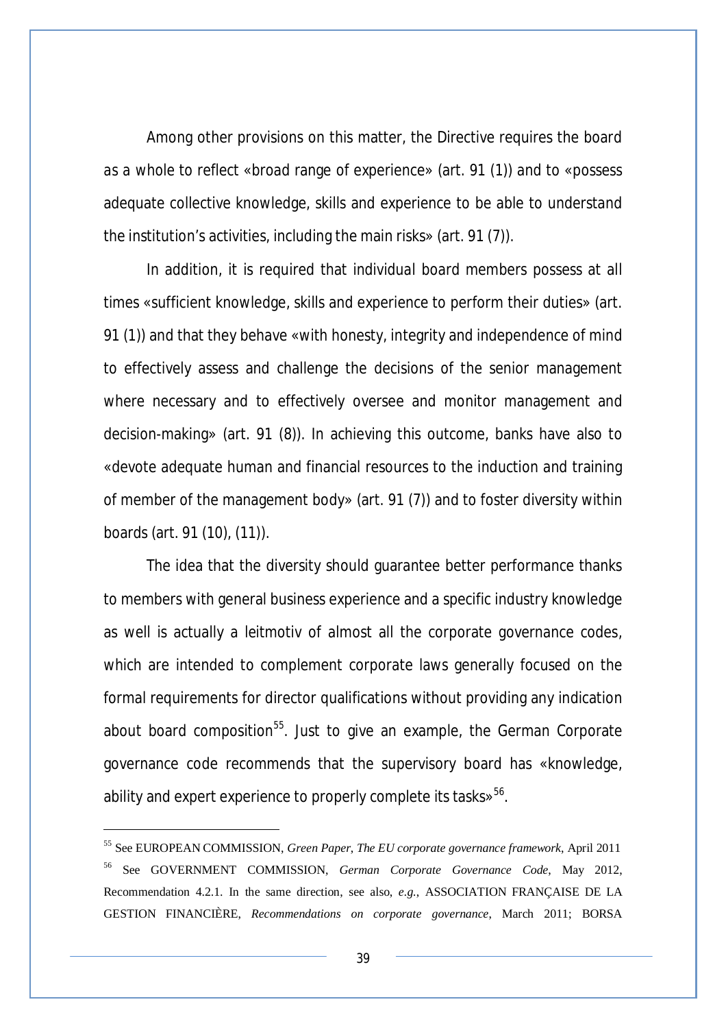Among other provisions on this matter, the Directive requires the board as a whole to reflect «broad range of experience» (art. 91 (1)) and to «possess adequate collective knowledge, skills and experience to be able to understand the institution's activities, including the main risks» (art. 91 (7)).

In addition, it is required that individual board members possess at all times «sufficient knowledge, skills and experience to perform their duties» (art. 91 (1)) and that they behave «with honesty, integrity and independence of mind to effectively assess and challenge the decisions of the senior management where necessary and to effectively oversee and monitor management and decision-making» (art. 91 (8)). In achieving this outcome, banks have also to «devote adequate human and financial resources to the induction and training of member of the management body» (art. 91 (7)) and to foster diversity within boards (art. 91 (10), (11)).

The idea that the diversity should guarantee better performance thanks to members with general business experience and a specific industry knowledge as well is actually a leitmotiv of almost all the corporate governance codes, which are intended to complement corporate laws generally focused on the formal requirements for director qualifications without providing any indication about board composition[55]. Just to give an example, the German Corporate governance code recommends that the supervisory board has «knowledge, ability and expert experience to properly complete its tasks»[56].

---

[55] See EUROPEAN COMMISSION, *Green Paper, The EU corporate governance framework*, April 2011

[56] See GOVERNMENT COMMISSION, *German Corporate Governance Code*, May 2012, Recommendation 4.2.1. In the same direction, see also, *e.g.*, ASSOCIATION FRANÇAISE DE LA GESTION FINANCIÈRE, *Recommendations on corporate governance*, March 2011; BORSA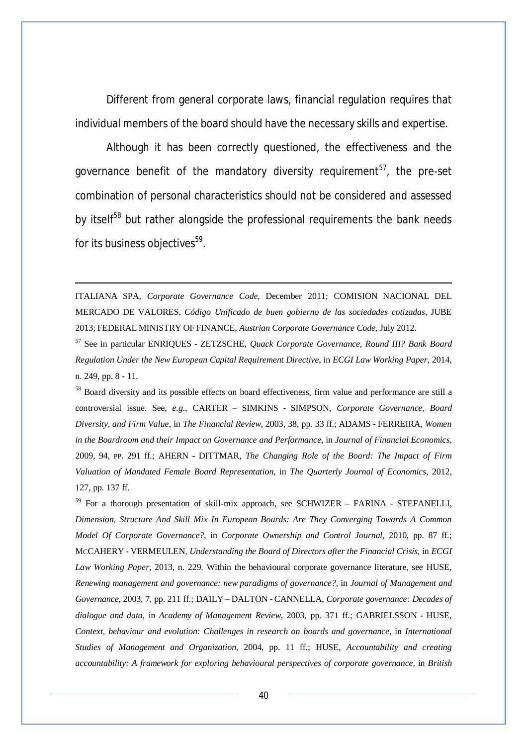Different from general corporate laws, financial regulation requires that individual members of the board should have the necessary skills and expertise.

Although it has been correctly questioned, the effectiveness and the governance benefit of the mandatory diversity requirement[57], the pre-set combination of personal characteristics should not be considered and assessed by itself[58] but rather alongside the professional requirements the bank needs for its business objectives[59].

---

ITALIANA SPA, *Corporate Governance Code*, December 2011; COMISION NACIONAL DEL MERCADO DE VALORES, *Código Unificado de buen gobierno de las sociedades cotizadas*, JUBE 2013; FEDERAL MINISTRY OF FINANCE, *Austrian Corporate Governance Code*, July 2012.

[57] See in particular ENRIQUES - ZETZSCHE, *Quack Corporate Governance, Round III? Bank Board Regulation Under the New European Capital Requirement Directive*, in *ECGI Law Working Paper*, 2014, n. 249, pp. 8 - 11.

[58] Board diversity and its possible effects on board effectiveness, firm value and performance are still a controversial issue. See, *e.g.*, CARTER – SIMKINS - SIMPSON, *Corporate Governance, Board Diversity, and Firm Value*, in *The Financial Review*, 2003, 38, pp. 33 ff.; ADAMS - FERREIRA, *Women in the Boardroom and their Impact on Governance and Performance*, in *Journal of Financial Economics*, 2009, 94, PP. 291 ff.; AHERN - DITTMAR, *The Changing Role of the Board: The Impact of Firm Valuation of Mandated Female Board Representation*, in *The Quarterly Journal of Economics*, 2012, 127, pp. 137 ff.

[59] For a thorough presentation of skill-mix approach, see SCHWIZER – FARINA - STEFANELLI, *Dimension, Structure And Skill Mix In European Boards: Are They Converging Towards A Common Model Of Corporate Governance?*, in *Corporate Ownership and Control Journal*, 2010, pp. 87 ff.; MCCAHERY - VERMEULEN, *Understanding the Board of Directors after the Financial Crisis*, in *ECGI Law Working Paper*, 2013, n. 229. Within the behavioural corporate governance literature, see HUSE, *Renewing management and governance: new paradigms of governance?*, in *Journal of Management and Governance*, 2003, 7, pp. 211 ff.; DAILY – DALTON - CANNELLA, *Corporate governance: Decades of dialogue and data*, in *Academy of Management Review*, 2003, pp. 371 ff.; GABRIELSSON - HUSE, *Context, behaviour and evolution: Challenges in research on boards and governance*, in *International Studies of Management and Organization*, 2004, pp. 11 ff.; HUSE, *Accountability and creating accountability: A framework for exploring behavioural perspectives of corporate governance*, in *British*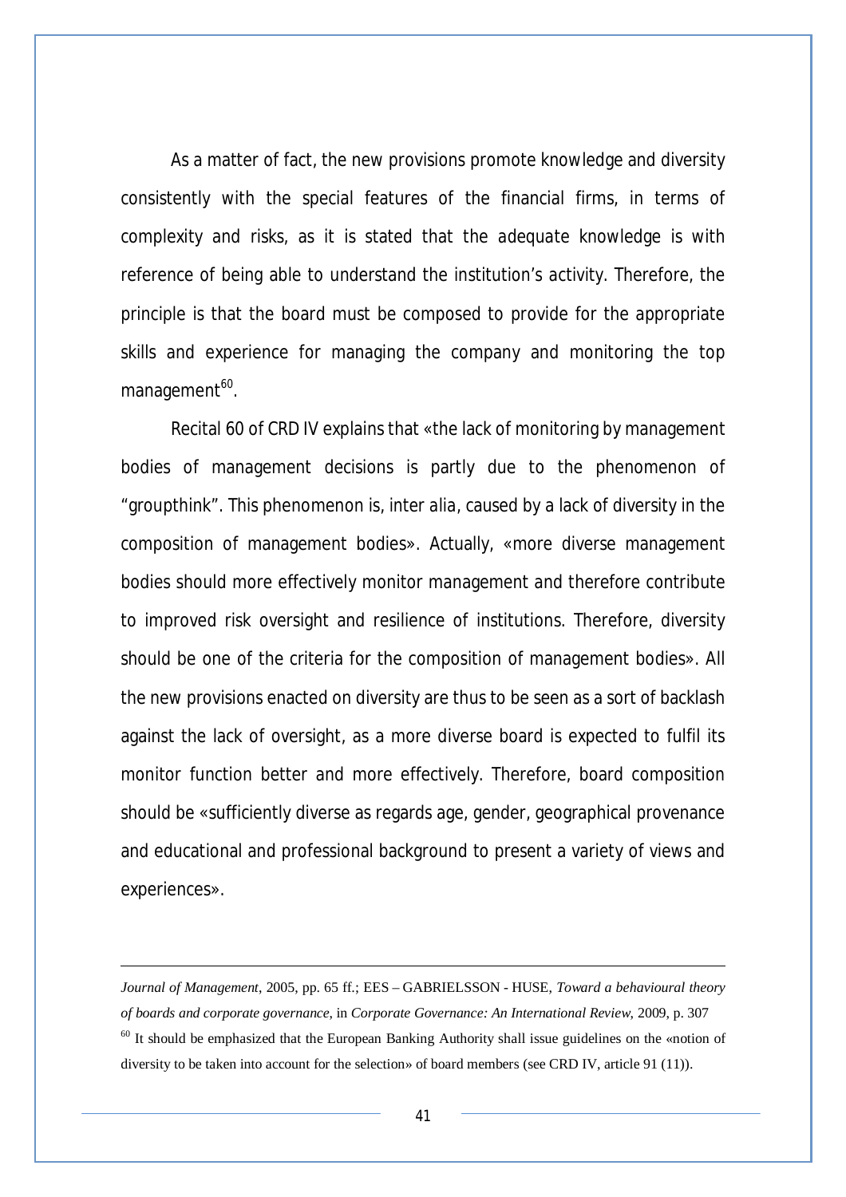As a matter of fact, the new provisions promote knowledge and diversity consistently with the special features of the financial firms, in terms of complexity and risks, as it is stated that the adequate knowledge is with reference of being able to understand the institution's activity. Therefore, the principle is that the board must be composed to provide for the appropriate skills and experience for managing the company and monitoring the top management[60].

Recital 60 of CRD IV explains that «the lack of monitoring by management bodies of management decisions is partly due to the phenomenon of "groupthink". This phenomenon is, inter alia, caused by a lack of diversity in the composition of management bodies». Actually, «more diverse management bodies should more effectively monitor management and therefore contribute to improved risk oversight and resilience of institutions. Therefore, diversity should be one of the criteria for the composition of management bodies». All the new provisions enacted on diversity are thus to be seen as a sort of backlash against the lack of oversight, as a more diverse board is expected to fulfil its monitor function better and more effectively. Therefore, board composition should be «sufficiently diverse as regards age, gender, geographical provenance and educational and professional background to present a variety of views and experiences».

---

*Journal of Management*, 2005, pp. 65 ff.; EES – GABRIELSSON - HUSE, *Toward a behavioural theory of boards and corporate governance*, in *Corporate Governance: An International Review*, 2009, p. 307

[60] It should be emphasized that the European Banking Authority shall issue guidelines on the «notion of diversity to be taken into account for the selection» of board members (see CRD IV, article 91 (11)).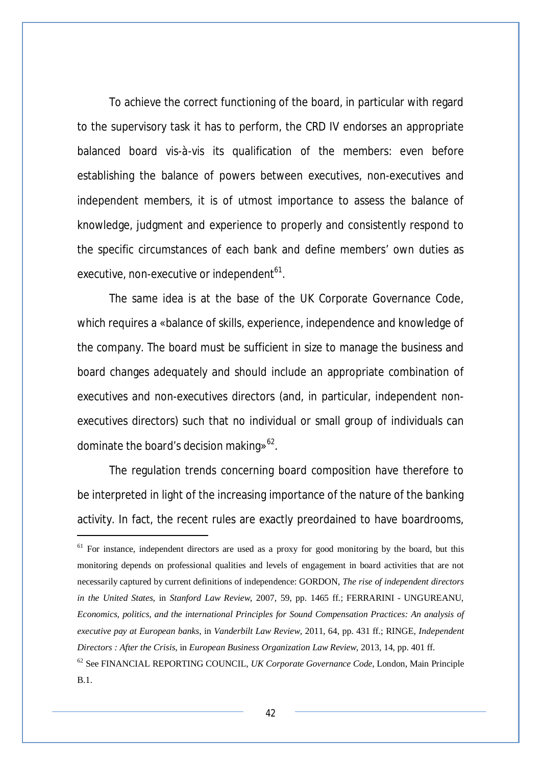To achieve the correct functioning of the board, in particular with regard to the supervisory task it has to perform, the CRD IV endorses an appropriate balanced board vis-à-vis its qualification of the members: even before establishing the balance of powers between executives, non-executives and independent members, it is of utmost importance to assess the balance of knowledge, judgment and experience to properly and consistently respond to the specific circumstances of each bank and define members' own duties as executive, non-executive or independent[61].

The same idea is at the base of the UK Corporate Governance Code, which requires a «balance of skills, experience, independence and knowledge of the company. The board must be sufficient in size to manage the business and board changes adequately and should include an appropriate combination of executives and non-executives directors (and, in particular, independent non-executives directors) such that no individual or small group of individuals can dominate the board's decision making»[62].

The regulation trends concerning board composition have therefore to be interpreted in light of the increasing importance of the nature of the banking activity. In fact, the recent rules are exactly preordained to have boardrooms,

---

[61] For instance, independent directors are used as a proxy for good monitoring by the board, but this monitoring depends on professional qualities and levels of engagement in board activities that are not necessarily captured by current definitions of independence: GORDON, *The rise of independent directors in the United States*, in *Stanford Law Review*, 2007, 59, pp. 1465 ff.; FERRARINI - UNGUREANU, *Economics, politics, and the international Principles for Sound Compensation Practices: An analysis of executive pay at European banks*, in *Vanderbilt Law Review*, 2011, 64, pp. 431 ff.; RINGE, *Independent Directors : After the Crisis*, in *European Business Organization Law Review*, 2013, 14, pp. 401 ff.

[62] See FINANCIAL REPORTING COUNCIL, *UK Corporate Governance Code*, London, Main Principle B.1.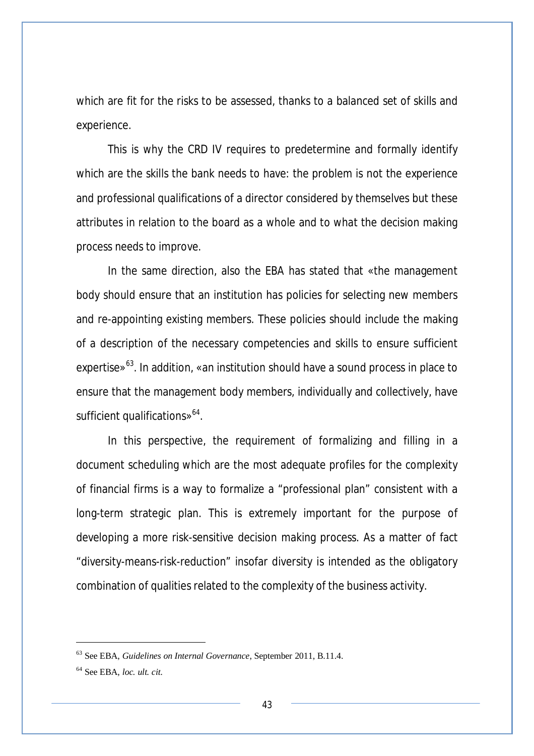which are fit for the risks to be assessed, thanks to a balanced set of skills and experience.

This is why the CRD IV requires to predetermine and formally identify which are the skills the bank needs to have: the problem is not the experience and professional qualifications of a director considered by themselves but these attributes in relation to the board as a whole and to what the decision making process needs to improve.

In the same direction, also the EBA has stated that «the management body should ensure that an institution has policies for selecting new members and re-appointing existing members. These policies should include the making of a description of the necessary competencies and skills to ensure sufficient expertise»[63]. In addition, «an institution should have a sound process in place to ensure that the management body members, individually and collectively, have sufficient qualifications»[64].

In this perspective, the requirement of formalizing and filling in a document scheduling which are the most adequate profiles for the complexity of financial firms is a way to formalize a "professional plan" consistent with a long-term strategic plan. This is extremely important for the purpose of developing a more risk-sensitive decision making process. As a matter of fact "diversity-means-risk-reduction" insofar diversity is intended as the obligatory combination of qualities related to the complexity of the business activity.

---

[63] See EBA, *Guidelines on Internal Governance*, September 2011, B.11.4.

[64] See EBA, *loc. ult. cit.*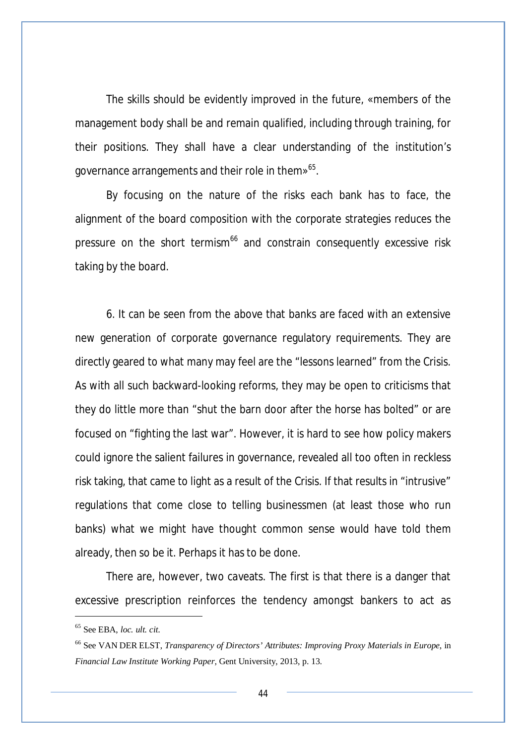The skills should be evidently improved in the future, «members of the management body shall be and remain qualified, including through training, for their positions. They shall have a clear understanding of the institution's governance arrangements and their role in them»[65].

By focusing on the nature of the risks each bank has to face, the alignment of the board composition with the corporate strategies reduces the pressure on the short termism[66] and constrain consequently excessive risk taking by the board.

6. It can be seen from the above that banks are faced with an extensive new generation of corporate governance regulatory requirements. They are directly geared to what many may feel are the "lessons learned" from the Crisis. As with all such backward-looking reforms, they may be open to criticisms that they do little more than "shut the barn door after the horse has bolted" or are focused on "fighting the last war". However, it is hard to see how policy makers could ignore the salient failures in governance, revealed all too often in reckless risk taking, that came to light as a result of the Crisis. If that results in "intrusive" regulations that come close to telling businessmen (at least those who run banks) what we might have thought common sense would have told them already, then so be it. Perhaps it has to be done.

There are, however, two caveats. The first is that there is a danger that excessive prescription reinforces the tendency amongst bankers to act as

---

[65] See EBA, *loc. ult. cit.*

[66] See VAN DER ELST, *Transparency of Directors' Attributes: Improving Proxy Materials in Europe*, in *Financial Law Institute Working Paper*, Gent University, 2013, p. 13.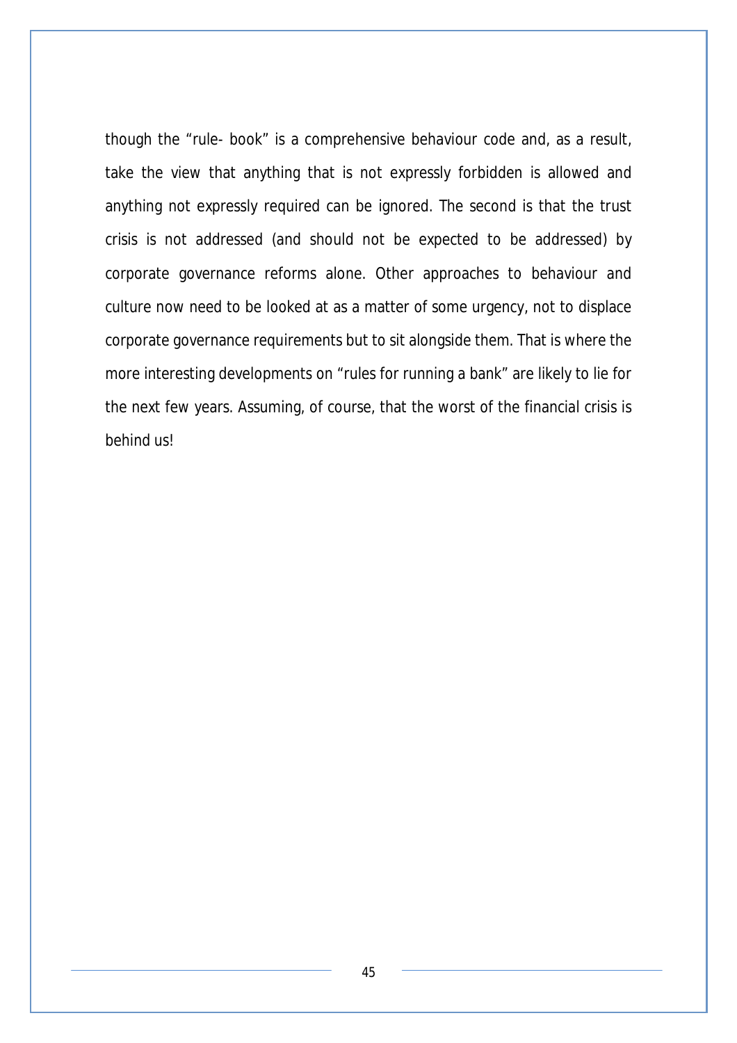though the “rule- book” is a comprehensive behaviour code and, as a result, take the view that anything that is not expressly forbidden is allowed and anything not expressly required can be ignored. The second is that the trust crisis is not addressed (and should not be expected to be addressed) by corporate governance reforms alone. Other approaches to behaviour and culture now need to be looked at as a matter of some urgency, not to displace corporate governance requirements but to sit alongside them. That is where the more interesting developments on “rules for running a bank” are likely to lie for the next few years. Assuming, of course, that the worst of the financial crisis is behind us!